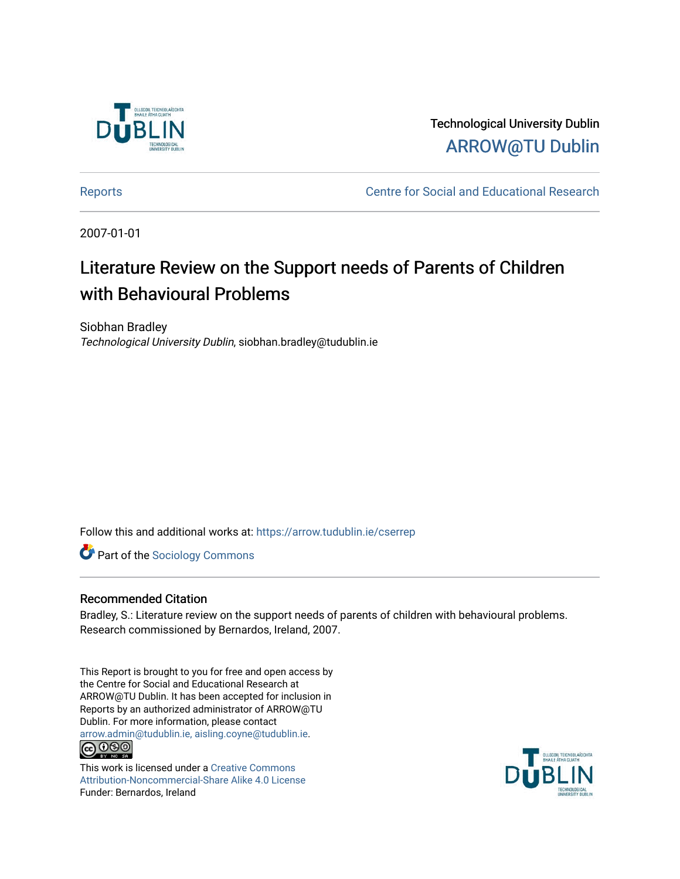Technological University Dublin

ARROW@TU Dublin

Reports | Centre for Social and Educational Research

2007-01-01

# Literature Review on the Support needs of Parents of Children with Behavioural Problems

Siobhan Bradley

*Technological University Dublin*, siobhan.bradley@tudublin.ie

Follow this and additional works at: https://arrow.tudublin.ie/cserrep

Part of the Sociology Commons

## Recommended Citation

Bradley, S.: Literature review on the support needs of parents of children with behavioural problems. Research commissioned by Bernardos, Ireland, 2007.

This Report is brought to you for free and open access by the Centre for Social and Educational Research at ARROW@TU Dublin. It has been accepted for inclusion in Reports by an authorized administrator of ARROW@TU Dublin. For more information, please contact arrow.admin@tudublin.ie, aisling.coyne@tudublin.ie.

This work is licensed under a Creative Commons Attribution-Noncommercial-Share Alike 4.0 License

Funder: Bernardos, Ireland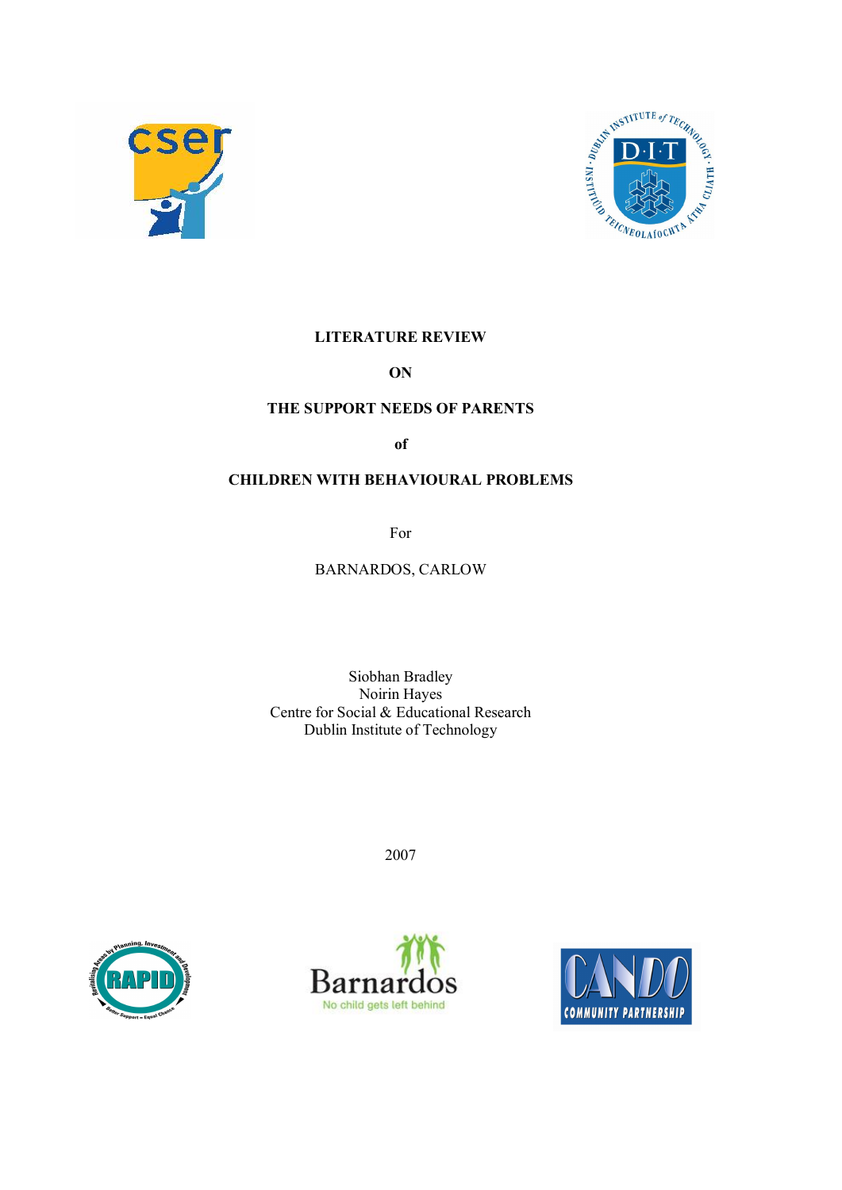**LITERATURE REVIEW**

**ON**

**THE SUPPORT NEEDS OF PARENTS**

**of**

**CHILDREN WITH BEHAVIOURAL PROBLEMS**

For

BARNARDOS, CARLOW

Siobhan Bradley
Noirin Hayes
Centre for Social & Educational Research
Dublin Institute of Technology

2007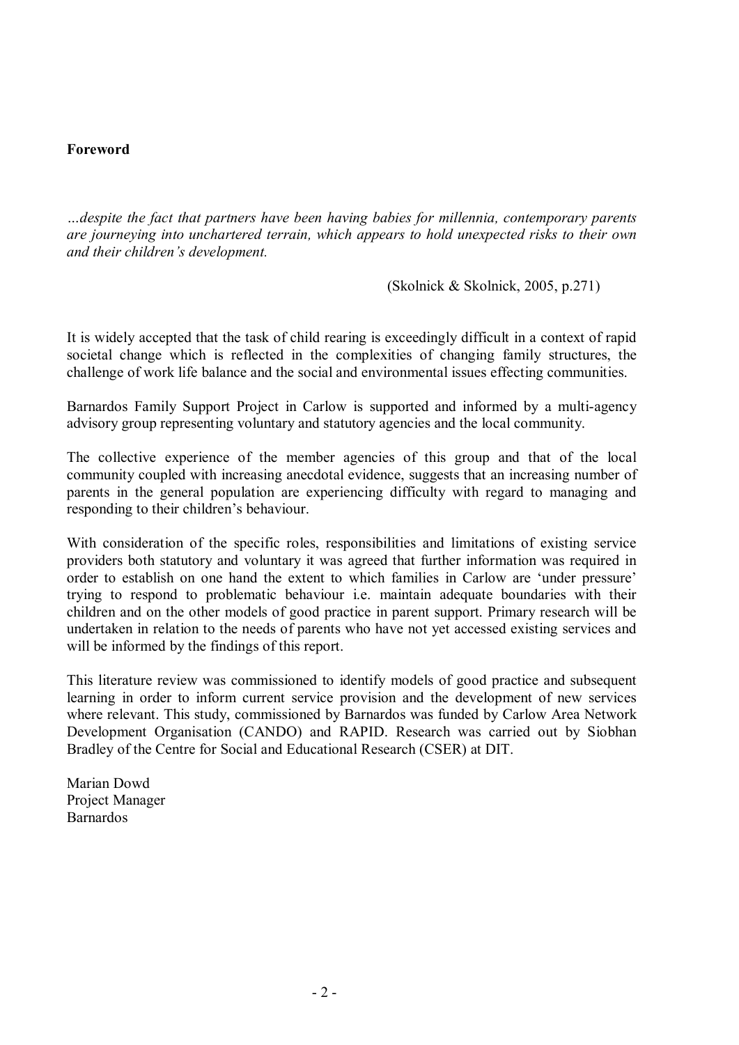**Foreword**

*…despite the fact that partners have been having babies for millennia, contemporary parents are journeying into unchartered terrain, which appears to hold unexpected risks to their own and their children's development.*

(Skolnick & Skolnick, 2005, p.271)

It is widely accepted that the task of child rearing is exceedingly difficult in a context of rapid societal change which is reflected in the complexities of changing family structures, the challenge of work life balance and the social and environmental issues effecting communities.

Barnardos Family Support Project in Carlow is supported and informed by a multi-agency advisory group representing voluntary and statutory agencies and the local community.

The collective experience of the member agencies of this group and that of the local community coupled with increasing anecdotal evidence, suggests that an increasing number of parents in the general population are experiencing difficulty with regard to managing and responding to their children's behaviour.

With consideration of the specific roles, responsibilities and limitations of existing service providers both statutory and voluntary it was agreed that further information was required in order to establish on one hand the extent to which families in Carlow are 'under pressure' trying to respond to problematic behaviour i.e. maintain adequate boundaries with their children and on the other models of good practice in parent support. Primary research will be undertaken in relation to the needs of parents who have not yet accessed existing services and will be informed by the findings of this report.

This literature review was commissioned to identify models of good practice and subsequent learning in order to inform current service provision and the development of new services where relevant. This study, commissioned by Barnardos was funded by Carlow Area Network Development Organisation (CANDO) and RAPID. Research was carried out by Siobhan Bradley of the Centre for Social and Educational Research (CSER) at DIT.

Marian Dowd
Project Manager
Barnardos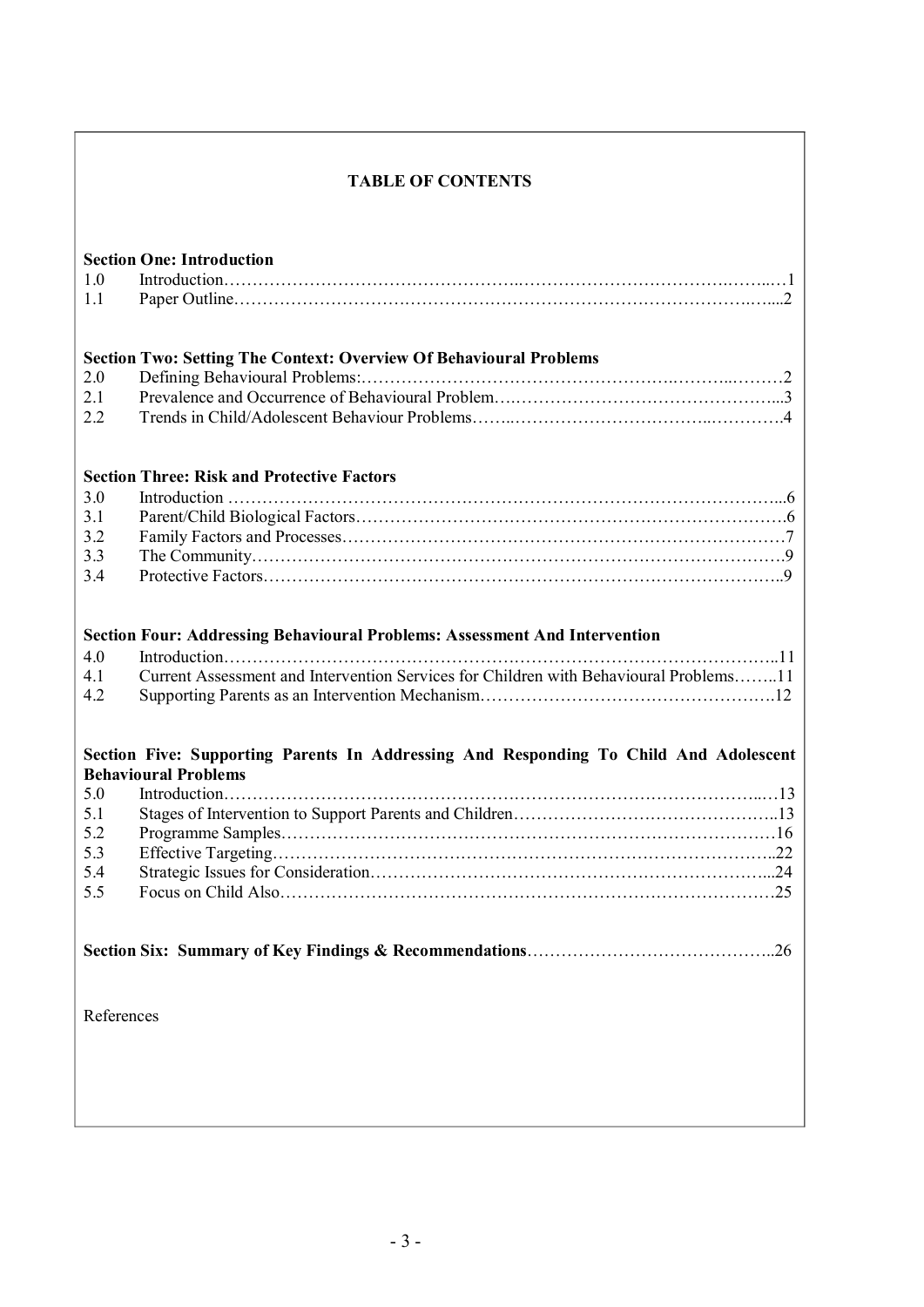# TABLE OF CONTENTS

**Section One: Introduction**

| | | |
|---|---|---|
| 1.0 | Introduction | 1 |
| 1.1 | Paper Outline | 2 |

**Section Two: Setting The Context: Overview Of Behavioural Problems**

| | | |
|---|---|---|
| 2.0 | Defining Behavioural Problems: | 2 |
| 2.1 | Prevalence and Occurrence of Behavioural Problem | 3 |
| 2.2 | Trends in Child/Adolescent Behaviour Problems | 4 |

**Section Three: Risk and Protective Factors**

| | | |
|---|---|---|
| 3.0 | Introduction | 6 |
| 3.1 | Parent/Child Biological Factors | 6 |
| 3.2 | Family Factors and Processes | 7 |
| 3.3 | The Community | 9 |
| 3.4 | Protective Factors | 9 |

**Section Four: Addressing Behavioural Problems: Assessment And Intervention**

| | | |
|---|---|---|
| 4.0 | Introduction | 11 |
| 4.1 | Current Assessment and Intervention Services for Children with Behavioural Problems | 11 |
| 4.2 | Supporting Parents as an Intervention Mechanism | 12 |

**Section Five: Supporting Parents In Addressing And Responding To Child And Adolescent Behavioural Problems**

| | | |
|---|---|---|
| 5.0 | Introduction | 13 |
| 5.1 | Stages of Intervention to Support Parents and Children | 13 |
| 5.2 | Programme Samples | 16 |
| 5.3 | Effective Targeting | 22 |
| 5.4 | Strategic Issues for Consideration | 24 |
| 5.5 | Focus on Child Also | 25 |

**Section Six: Summary of Key Findings & Recommendations** ........ 26

References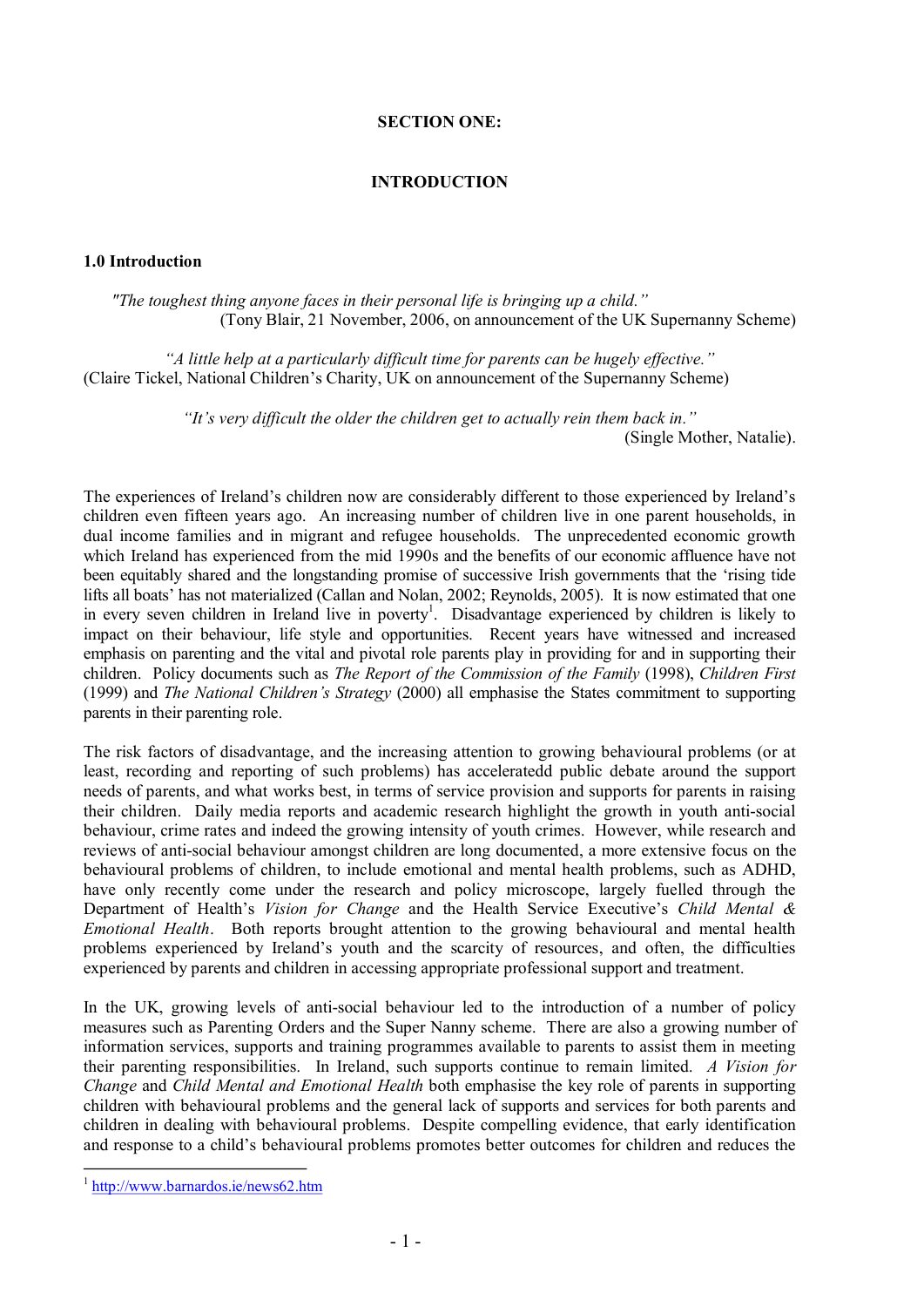# SECTION ONE:

# INTRODUCTION

## 1.0 Introduction

*"The toughest thing anyone faces in their personal life is bringing up a child."*
(Tony Blair, 21 November, 2006, on announcement of the UK Supernanny Scheme)

*"A little help at a particularly difficult time for parents can be hugely effective."*
(Claire Tickel, National Children's Charity, UK on announcement of the Supernanny Scheme)

*"It's very difficult the older the children get to actually rein them back in."*
(Single Mother, Natalie).

The experiences of Ireland's children now are considerably different to those experienced by Ireland's children even fifteen years ago. An increasing number of children live in one parent households, in dual income families and in migrant and refugee households. The unprecedented economic growth which Ireland has experienced from the mid 1990s and the benefits of our economic affluence have not been equitably shared and the longstanding promise of successive Irish governments that the 'rising tide lifts all boats' has not materialized (Callan and Nolan, 2002; Reynolds, 2005). It is now estimated that one in every seven children in Ireland live in poverty[1]. Disadvantage experienced by children is likely to impact on their behaviour, life style and opportunities. Recent years have witnessed and increased emphasis on parenting and the vital and pivotal role parents play in providing for and in supporting their children. Policy documents such as *The Report of the Commission of the Family* (1998), *Children First* (1999) and *The National Children's Strategy* (2000) all emphasise the States commitment to supporting parents in their parenting role.

The risk factors of disadvantage, and the increasing attention to growing behavioural problems (or at least, recording and reporting of such problems) has acceleratedd public debate around the support needs of parents, and what works best, in terms of service provision and supports for parents in raising their children. Daily media reports and academic research highlight the growth in youth anti-social behaviour, crime rates and indeed the growing intensity of youth crimes. However, while research and reviews of anti-social behaviour amongst children are long documented, a more extensive focus on the behavioural problems of children, to include emotional and mental health problems, such as ADHD, have only recently come under the research and policy microscope, largely fuelled through the Department of Health's *Vision for Change* and the Health Service Executive's *Child Mental & Emotional Health*. Both reports brought attention to the growing behavioural and mental health problems experienced by Ireland's youth and the scarcity of resources, and often, the difficulties experienced by parents and children in accessing appropriate professional support and treatment.

In the UK, growing levels of anti-social behaviour led to the introduction of a number of policy measures such as Parenting Orders and the Super Nanny scheme. There are also a growing number of information services, supports and training programmes available to parents to assist them in meeting their parenting responsibilities. In Ireland, such supports continue to remain limited. *A Vision for Change* and *Child Mental and Emotional Health* both emphasise the key role of parents in supporting children with behavioural problems and the general lack of supports and services for both parents and children in dealing with behavioural problems. Despite compelling evidence, that early identification and response to a child's behavioural problems promotes better outcomes for children and reduces the

[1] http://www.barnardos.ie/news62.htm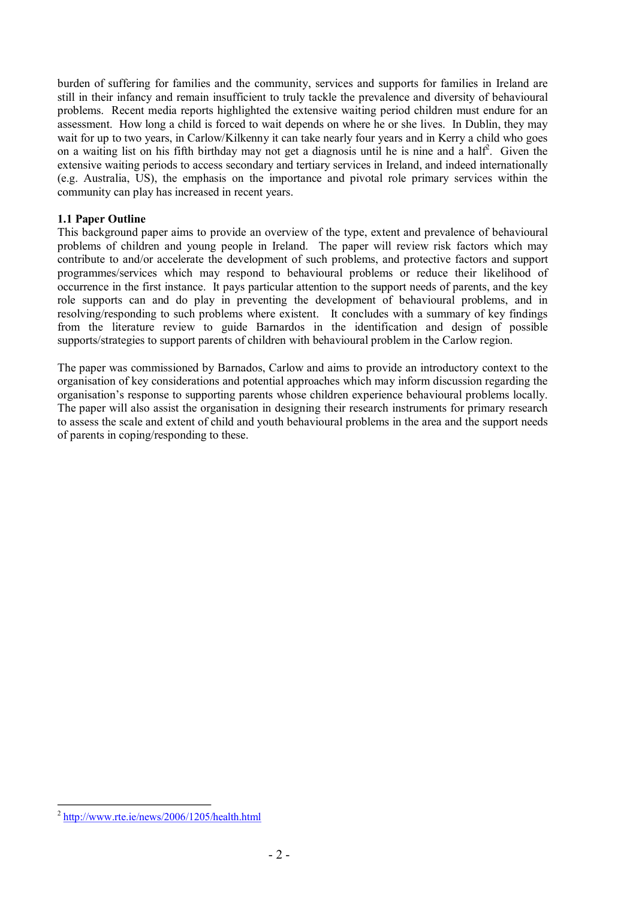burden of suffering for families and the community, services and supports for families in Ireland are still in their infancy and remain insufficient to truly tackle the prevalence and diversity of behavioural problems. Recent media reports highlighted the extensive waiting period children must endure for an assessment. How long a child is forced to wait depends on where he or she lives. In Dublin, they may wait for up to two years, in Carlow/Kilkenny it can take nearly four years and in Kerry a child who goes on a waiting list on his fifth birthday may not get a diagnosis until he is nine and a half[2]. Given the extensive waiting periods to access secondary and tertiary services in Ireland, and indeed internationally (e.g. Australia, US), the emphasis on the importance and pivotal role primary services within the community can play has increased in recent years.

### 1.1 Paper Outline

This background paper aims to provide an overview of the type, extent and prevalence of behavioural problems of children and young people in Ireland. The paper will review risk factors which may contribute to and/or accelerate the development of such problems, and protective factors and support programmes/services which may respond to behavioural problems or reduce their likelihood of occurrence in the first instance. It pays particular attention to the support needs of parents, and the key role supports can and do play in preventing the development of behavioural problems, and in resolving/responding to such problems where existent. It concludes with a summary of key findings from the literature review to guide Barnardos in the identification and design of possible supports/strategies to support parents of children with behavioural problem in the Carlow region.

The paper was commissioned by Barnados, Carlow and aims to provide an introductory context to the organisation of key considerations and potential approaches which may inform discussion regarding the organisation's response to supporting parents whose children experience behavioural problems locally. The paper will also assist the organisation in designing their research instruments for primary research to assess the scale and extent of child and youth behavioural problems in the area and the support needs of parents in coping/responding to these.

---

[2] http://www.rte.ie/news/2006/1205/health.html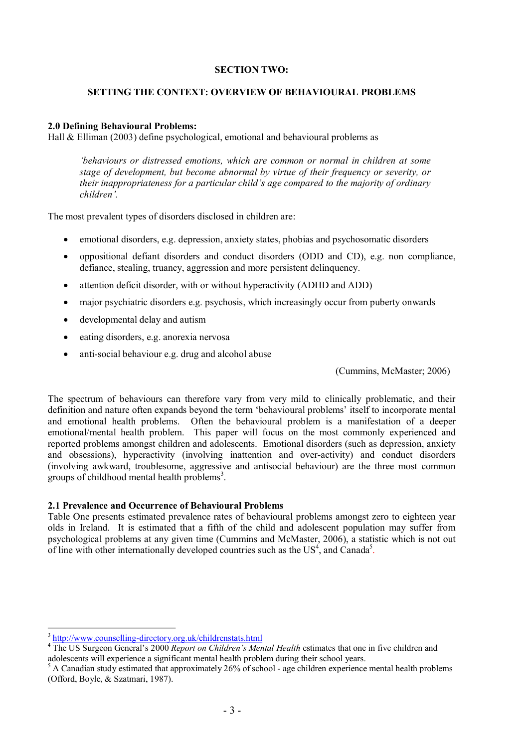## SECTION TWO:

## SETTING THE CONTEXT: OVERVIEW OF BEHAVIOURAL PROBLEMS

### 2.0 Defining Behavioural Problems:

Hall & Elliman (2003) define psychological, emotional and behavioural problems as

> *'behaviours or distressed emotions, which are common or normal in children at some stage of development, but become abnormal by virtue of their frequency or severity, or their inappropriateness for a particular child's age compared to the majority of ordinary children'.*

The most prevalent types of disorders disclosed in children are:

- emotional disorders, e.g. depression, anxiety states, phobias and psychosomatic disorders
- oppositional defiant disorders and conduct disorders (ODD and CD), e.g. non compliance, defiance, stealing, truancy, aggression and more persistent delinquency.
- attention deficit disorder, with or without hyperactivity (ADHD and ADD)
- major psychiatric disorders e.g. psychosis, which increasingly occur from puberty onwards
- developmental delay and autism
- eating disorders, e.g. anorexia nervosa
- anti-social behaviour e.g. drug and alcohol abuse

(Cummins, McMaster; 2006)

The spectrum of behaviours can therefore vary from very mild to clinically problematic, and their definition and nature often expands beyond the term 'behavioural problems' itself to incorporate mental and emotional health problems. Often the behavioural problem is a manifestation of a deeper emotional/mental health problem. This paper will focus on the most commonly experienced and reported problems amongst children and adolescents. Emotional disorders (such as depression, anxiety and obsessions), hyperactivity (involving inattention and over-activity) and conduct disorders (involving awkward, troublesome, aggressive and antisocial behaviour) are the three most common groups of childhood mental health problems[3].

### 2.1 Prevalence and Occurrence of Behavioural Problems

Table One presents estimated prevalence rates of behavioural problems amongst zero to eighteen year olds in Ireland. It is estimated that a fifth of the child and adolescent population may suffer from psychological problems at any given time (Cummins and McMaster, 2006), a statistic which is not out of line with other internationally developed countries such as the US[4], and Canada[5].

---

[3] http://www.counselling-directory.org.uk/childrenstats.html

[4] The US Surgeon General's 2000 *Report on Children's Mental Health* estimates that one in five children and adolescents will experience a significant mental health problem during their school years.

[5] A Canadian study estimated that approximately 26% of school - age children experience mental health problems (Offord, Boyle, & Szatmari, 1987).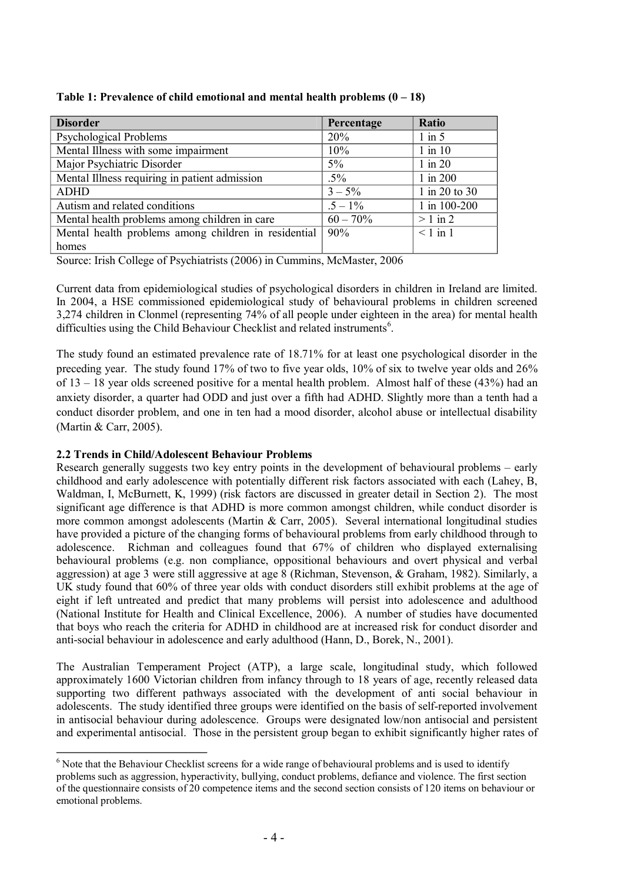**Table 1: Prevalence of child emotional and mental health problems (0 – 18)**

| Disorder | Percentage | Ratio |
|---|---|---|
| Psychological Problems | 20% | 1 in 5 |
| Mental Illness with some impairment | 10% | 1 in 10 |
| Major Psychiatric Disorder | 5% | 1 in 20 |
| Mental Illness requiring in patient admission | .5% | 1 in 200 |
| ADHD | 3 – 5% | 1 in 20 to 30 |
| Autism and related conditions | .5 – 1% | 1 in 100-200 |
| Mental health problems among children in care | 60 – 70% | > 1 in 2 |
| Mental health problems among children in residential homes | 90% | < 1 in 1 |

Source: Irish College of Psychiatrists (2006) in Cummins, McMaster, 2006

Current data from epidemiological studies of psychological disorders in children in Ireland are limited. In 2004, a HSE commissioned epidemiological study of behavioural problems in children screened 3,274 children in Clonmel (representing 74% of all people under eighteen in the area) for mental health difficulties using the Child Behaviour Checklist and related instruments[6].

The study found an estimated prevalence rate of 18.71% for at least one psychological disorder in the preceding year. The study found 17% of two to five year olds, 10% of six to twelve year olds and 26% of 13 – 18 year olds screened positive for a mental health problem. Almost half of these (43%) had an anxiety disorder, a quarter had ODD and just over a fifth had ADHD. Slightly more than a tenth had a conduct disorder problem, and one in ten had a mood disorder, alcohol abuse or intellectual disability (Martin & Carr, 2005).

**2.2 Trends in Child/Adolescent Behaviour Problems**

Research generally suggests two key entry points in the development of behavioural problems – early childhood and early adolescence with potentially different risk factors associated with each (Lahey, B, Waldman, I, McBurnett, K, 1999) (risk factors are discussed in greater detail in Section 2). The most significant age difference is that ADHD is more common amongst children, while conduct disorder is more common amongst adolescents (Martin & Carr, 2005). Several international longitudinal studies have provided a picture of the changing forms of behavioural problems from early childhood through to adolescence. Richman and colleagues found that 67% of children who displayed externalising behavioural problems (e.g. non compliance, oppositional behaviours and overt physical and verbal aggression) at age 3 were still aggressive at age 8 (Richman, Stevenson, & Graham, 1982). Similarly, a UK study found that 60% of three year olds with conduct disorders still exhibit problems at the age of eight if left untreated and predict that many problems will persist into adolescence and adulthood (National Institute for Health and Clinical Excellence, 2006). A number of studies have documented that boys who reach the criteria for ADHD in childhood are at increased risk for conduct disorder and anti-social behaviour in adolescence and early adulthood (Hann, D., Borek, N., 2001).

The Australian Temperament Project (ATP), a large scale, longitudinal study, which followed approximately 1600 Victorian children from infancy through to 18 years of age, recently released data supporting two different pathways associated with the development of anti social behaviour in adolescents. The study identified three groups were identified on the basis of self-reported involvement in antisocial behaviour during adolescence. Groups were designated low/non antisocial and persistent and experimental antisocial. Those in the persistent group began to exhibit significantly higher rates of

[6] Note that the Behaviour Checklist screens for a wide range of behavioural problems and is used to identify problems such as aggression, hyperactivity, bullying, conduct problems, defiance and violence. The first section of the questionnaire consists of 20 competence items and the second section consists of 120 items on behaviour or emotional problems.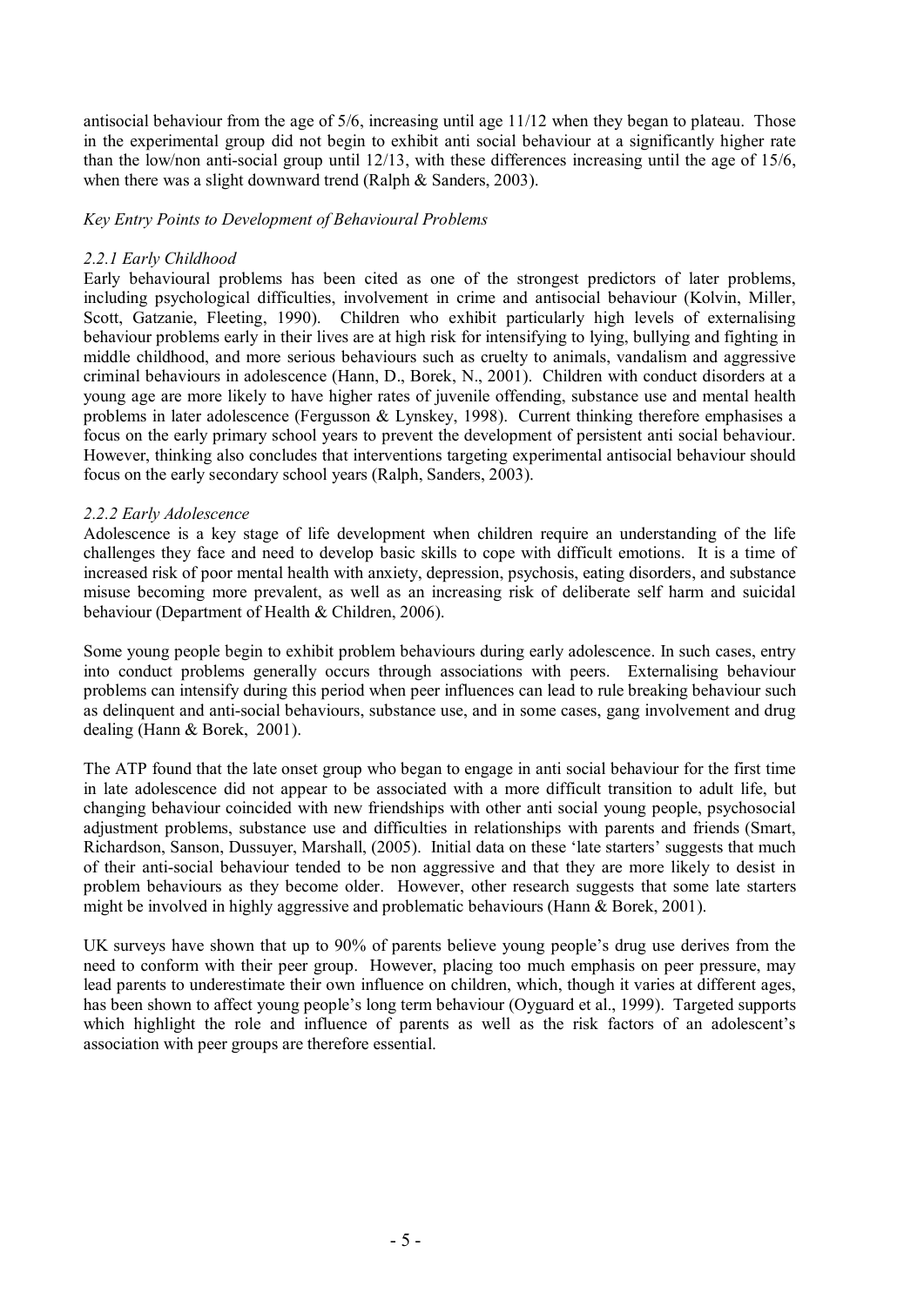antisocial behaviour from the age of 5/6, increasing until age 11/12 when they began to plateau. Those in the experimental group did not begin to exhibit anti social behaviour at a significantly higher rate than the low/non anti-social group until 12/13, with these differences increasing until the age of 15/6, when there was a slight downward trend (Ralph & Sanders, 2003).

*Key Entry Points to Development of Behavioural Problems*

#### *2.2.1 Early Childhood*

Early behavioural problems has been cited as one of the strongest predictors of later problems, including psychological difficulties, involvement in crime and antisocial behaviour (Kolvin, Miller, Scott, Gatzanie, Fleeting, 1990). Children who exhibit particularly high levels of externalising behaviour problems early in their lives are at high risk for intensifying to lying, bullying and fighting in middle childhood, and more serious behaviours such as cruelty to animals, vandalism and aggressive criminal behaviours in adolescence (Hann, D., Borek, N., 2001). Children with conduct disorders at a young age are more likely to have higher rates of juvenile offending, substance use and mental health problems in later adolescence (Fergusson & Lynskey, 1998). Current thinking therefore emphasises a focus on the early primary school years to prevent the development of persistent anti social behaviour. However, thinking also concludes that interventions targeting experimental antisocial behaviour should focus on the early secondary school years (Ralph, Sanders, 2003).

#### *2.2.2 Early Adolescence*

Adolescence is a key stage of life development when children require an understanding of the life challenges they face and need to develop basic skills to cope with difficult emotions. It is a time of increased risk of poor mental health with anxiety, depression, psychosis, eating disorders, and substance misuse becoming more prevalent, as well as an increasing risk of deliberate self harm and suicidal behaviour (Department of Health & Children, 2006).

Some young people begin to exhibit problem behaviours during early adolescence. In such cases, entry into conduct problems generally occurs through associations with peers. Externalising behaviour problems can intensify during this period when peer influences can lead to rule breaking behaviour such as delinquent and anti-social behaviours, substance use, and in some cases, gang involvement and drug dealing (Hann & Borek, 2001).

The ATP found that the late onset group who began to engage in anti social behaviour for the first time in late adolescence did not appear to be associated with a more difficult transition to adult life, but changing behaviour coincided with new friendships with other anti social young people, psychosocial adjustment problems, substance use and difficulties in relationships with parents and friends (Smart, Richardson, Sanson, Dussuyer, Marshall, (2005). Initial data on these 'late starters' suggests that much of their anti-social behaviour tended to be non aggressive and that they are more likely to desist in problem behaviours as they become older. However, other research suggests that some late starters might be involved in highly aggressive and problematic behaviours (Hann & Borek, 2001).

UK surveys have shown that up to 90% of parents believe young people's drug use derives from the need to conform with their peer group. However, placing too much emphasis on peer pressure, may lead parents to underestimate their own influence on children, which, though it varies at different ages, has been shown to affect young people's long term behaviour (Oyguard et al., 1999). Targeted supports which highlight the role and influence of parents as well as the risk factors of an adolescent's association with peer groups are therefore essential.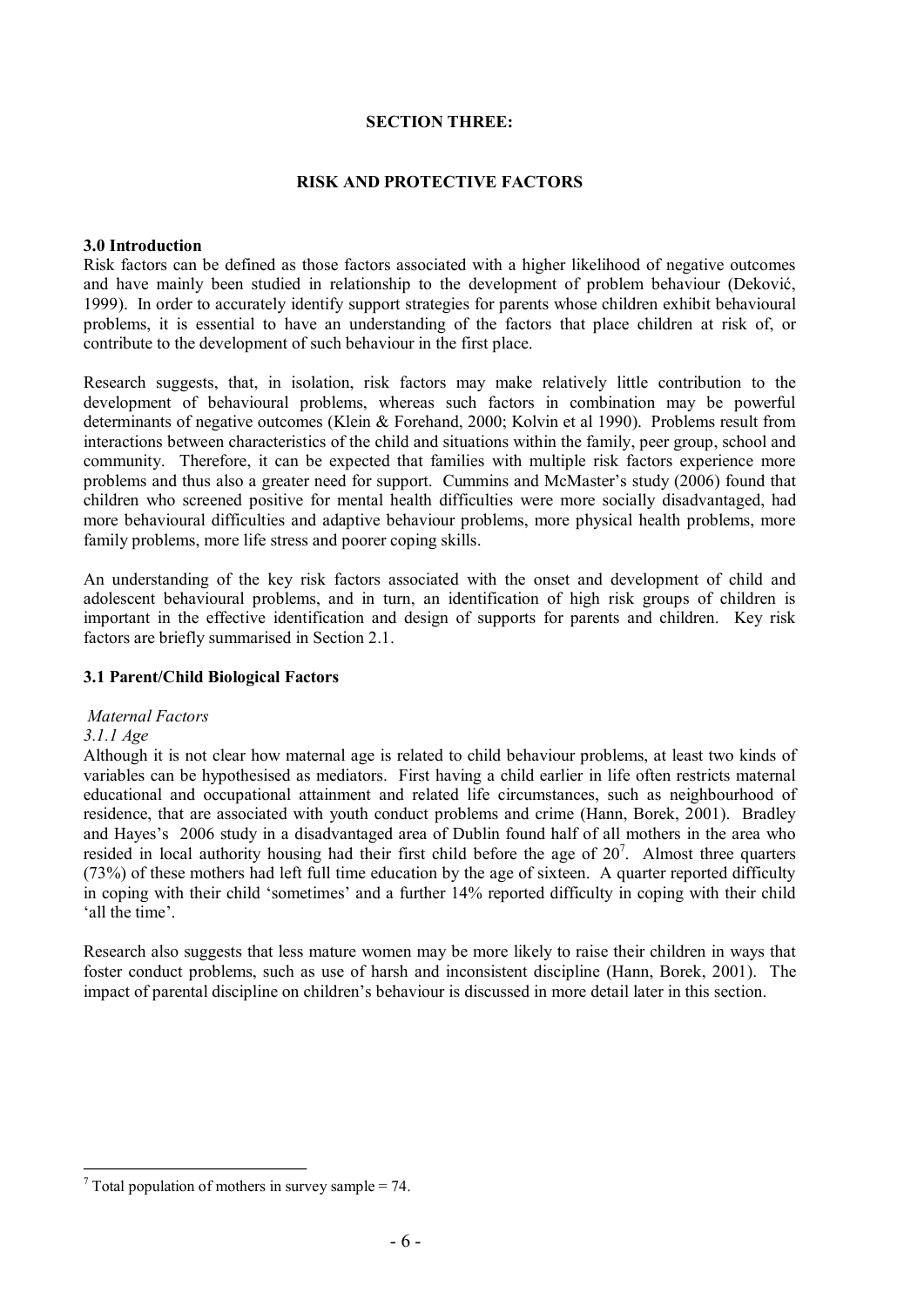# SECTION THREE:

## RISK AND PROTECTIVE FACTORS

### 3.0 Introduction

Risk factors can be defined as those factors associated with a higher likelihood of negative outcomes and have mainly been studied in relationship to the development of problem behaviour (Deković, 1999). In order to accurately identify support strategies for parents whose children exhibit behavioural problems, it is essential to have an understanding of the factors that place children at risk of, or contribute to the development of such behaviour in the first place.

Research suggests, that, in isolation, risk factors may make relatively little contribution to the development of behavioural problems, whereas such factors in combination may be powerful determinants of negative outcomes (Klein & Forehand, 2000; Kolvin et al 1990). Problems result from interactions between characteristics of the child and situations within the family, peer group, school and community. Therefore, it can be expected that families with multiple risk factors experience more problems and thus also a greater need for support. Cummins and McMaster's study (2006) found that children who screened positive for mental health difficulties were more socially disadvantaged, had more behavioural difficulties and adaptive behaviour problems, more physical health problems, more family problems, more life stress and poorer coping skills.

An understanding of the key risk factors associated with the onset and development of child and adolescent behavioural problems, and in turn, an identification of high risk groups of children is important in the effective identification and design of supports for parents and children. Key risk factors are briefly summarised in Section 2.1.

### 3.1 Parent/Child Biological Factors

*Maternal Factors*

*3.1.1 Age*

Although it is not clear how maternal age is related to child behaviour problems, at least two kinds of variables can be hypothesised as mediators. First having a child earlier in life often restricts maternal educational and occupational attainment and related life circumstances, such as neighbourhood of residence, that are associated with youth conduct problems and crime (Hann, Borek, 2001). Bradley and Hayes's 2006 study in a disadvantaged area of Dublin found half of all mothers in the area who resided in local authority housing had their first child before the age of 20[7]. Almost three quarters (73%) of these mothers had left full time education by the age of sixteen. A quarter reported difficulty in coping with their child 'sometimes' and a further 14% reported difficulty in coping with their child 'all the time'.

Research also suggests that less mature women may be more likely to raise their children in ways that foster conduct problems, such as use of harsh and inconsistent discipline (Hann, Borek, 2001). The impact of parental discipline on children's behaviour is discussed in more detail later in this section.

---

[7] Total population of mothers in survey sample = 74.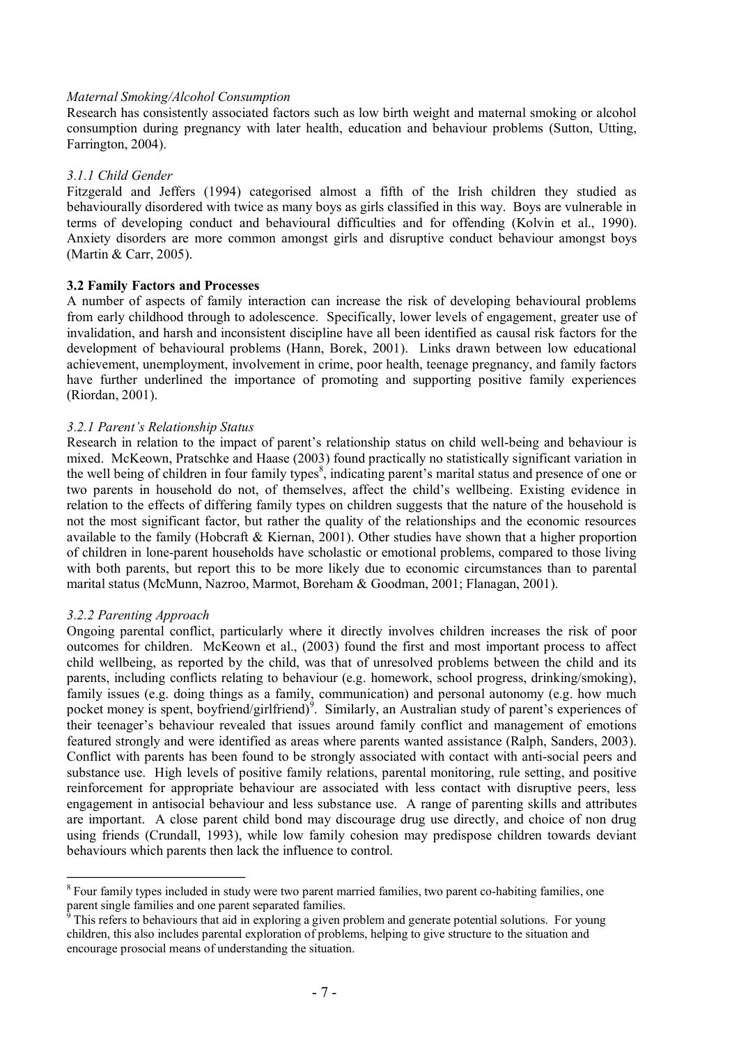*Maternal Smoking/Alcohol Consumption*

Research has consistently associated factors such as low birth weight and maternal smoking or alcohol consumption during pregnancy with later health, education and behaviour problems (Sutton, Utting, Farrington, 2004).

*3.1.1 Child Gender*

Fitzgerald and Jeffers (1994) categorised almost a fifth of the Irish children they studied as behaviourally disordered with twice as many boys as girls classified in this way. Boys are vulnerable in terms of developing conduct and behavioural difficulties and for offending (Kolvin et al., 1990). Anxiety disorders are more common amongst girls and disruptive conduct behaviour amongst boys (Martin & Carr, 2005).

**3.2 Family Factors and Processes**

A number of aspects of family interaction can increase the risk of developing behavioural problems from early childhood through to adolescence. Specifically, lower levels of engagement, greater use of invalidation, and harsh and inconsistent discipline have all been identified as causal risk factors for the development of behavioural problems (Hann, Borek, 2001). Links drawn between low educational achievement, unemployment, involvement in crime, poor health, teenage pregnancy, and family factors have further underlined the importance of promoting and supporting positive family experiences (Riordan, 2001).

*3.2.1 Parent's Relationship Status*

Research in relation to the impact of parent's relationship status on child well-being and behaviour is mixed. McKeown, Pratschke and Haase (2003) found practically no statistically significant variation in the well being of children in four family types[8], indicating parent's marital status and presence of one or two parents in household do not, of themselves, affect the child's wellbeing. Existing evidence in relation to the effects of differing family types on children suggests that the nature of the household is not the most significant factor, but rather the quality of the relationships and the economic resources available to the family (Hobcraft & Kiernan, 2001). Other studies have shown that a higher proportion of children in lone-parent households have scholastic or emotional problems, compared to those living with both parents, but report this to be more likely due to economic circumstances than to parental marital status (McMunn, Nazroo, Marmot, Boreham & Goodman, 2001; Flanagan, 2001).

*3.2.2 Parenting Approach*

Ongoing parental conflict, particularly where it directly involves children increases the risk of poor outcomes for children. McKeown et al., (2003) found the first and most important process to affect child wellbeing, as reported by the child, was that of unresolved problems between the child and its parents, including conflicts relating to behaviour (e.g. homework, school progress, drinking/smoking), family issues (e.g. doing things as a family, communication) and personal autonomy (e.g. how much pocket money is spent, boyfriend/girlfriend)[9]. Similarly, an Australian study of parent's experiences of their teenager's behaviour revealed that issues around family conflict and management of emotions featured strongly and were identified as areas where parents wanted assistance (Ralph, Sanders, 2003). Conflict with parents has been found to be strongly associated with contact with anti-social peers and substance use. High levels of positive family relations, parental monitoring, rule setting, and positive reinforcement for appropriate behaviour are associated with less contact with disruptive peers, less engagement in antisocial behaviour and less substance use. A range of parenting skills and attributes are important. A close parent child bond may discourage drug use directly, and choice of non drug using friends (Crundall, 1993), while low family cohesion may predispose children towards deviant behaviours which parents then lack the influence to control.

---

[8] Four family types included in study were two parent married families, two parent co-habiting families, one parent single families and one parent separated families.

[9] This refers to behaviours that aid in exploring a given problem and generate potential solutions. For young children, this also includes parental exploration of problems, helping to give structure to the situation and encourage prosocial means of understanding the situation.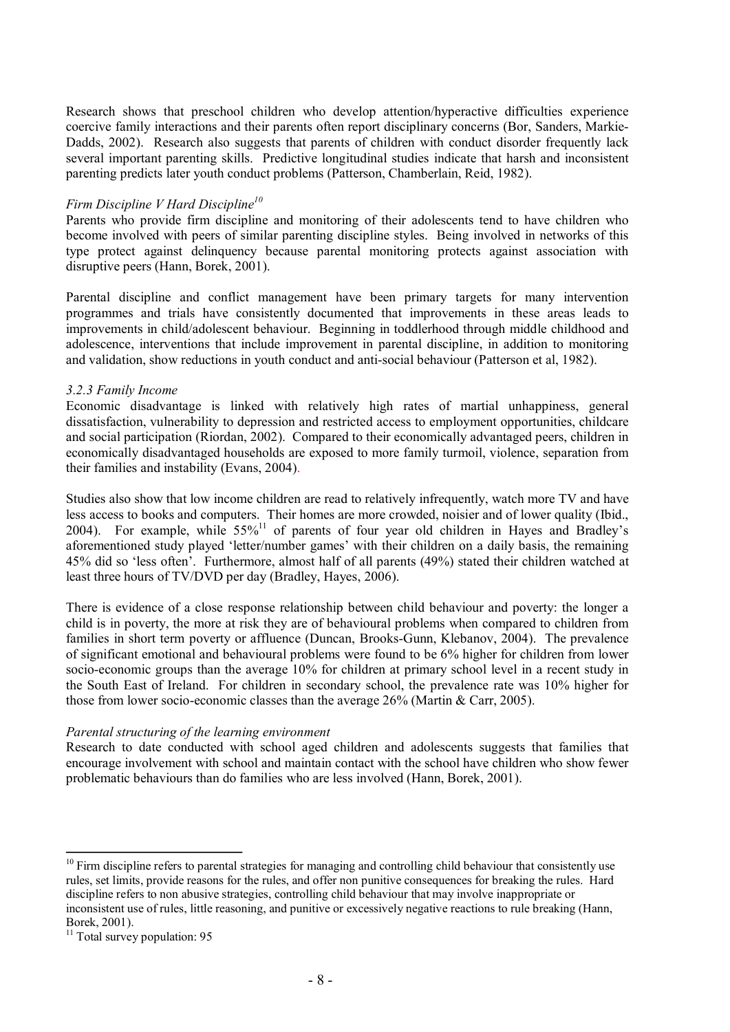Research shows that preschool children who develop attention/hyperactive difficulties experience coercive family interactions and their parents often report disciplinary concerns (Bor, Sanders, Markie-Dadds, 2002). Research also suggests that parents of children with conduct disorder frequently lack several important parenting skills. Predictive longitudinal studies indicate that harsh and inconsistent parenting predicts later youth conduct problems (Patterson, Chamberlain, Reid, 1982).

*Firm Discipline V Hard Discipline*[10]

Parents who provide firm discipline and monitoring of their adolescents tend to have children who become involved with peers of similar parenting discipline styles. Being involved in networks of this type protect against delinquency because parental monitoring protects against association with disruptive peers (Hann, Borek, 2001).

Parental discipline and conflict management have been primary targets for many intervention programmes and trials have consistently documented that improvements in these areas leads to improvements in child/adolescent behaviour. Beginning in toddlerhood through middle childhood and adolescence, interventions that include improvement in parental discipline, in addition to monitoring and validation, show reductions in youth conduct and anti-social behaviour (Patterson et al, 1982).

*3.2.3 Family Income*

Economic disadvantage is linked with relatively high rates of martial unhappiness, general dissatisfaction, vulnerability to depression and restricted access to employment opportunities, childcare and social participation (Riordan, 2002). Compared to their economically advantaged peers, children in economically disadvantaged households are exposed to more family turmoil, violence, separation from their families and instability (Evans, 2004).

Studies also show that low income children are read to relatively infrequently, watch more TV and have less access to books and computers. Their homes are more crowded, noisier and of lower quality (Ibid., 2004). For example, while 55%[11] of parents of four year old children in Hayes and Bradley's aforementioned study played 'letter/number games' with their children on a daily basis, the remaining 45% did so 'less often'. Furthermore, almost half of all parents (49%) stated their children watched at least three hours of TV/DVD per day (Bradley, Hayes, 2006).

There is evidence of a close response relationship between child behaviour and poverty: the longer a child is in poverty, the more at risk they are of behavioural problems when compared to children from families in short term poverty or affluence (Duncan, Brooks-Gunn, Klebanov, 2004). The prevalence of significant emotional and behavioural problems were found to be 6% higher for children from lower socio-economic groups than the average 10% for children at primary school level in a recent study in the South East of Ireland. For children in secondary school, the prevalence rate was 10% higher for those from lower socio-economic classes than the average 26% (Martin & Carr, 2005).

*Parental structuring of the learning environment*

Research to date conducted with school aged children and adolescents suggests that families that encourage involvement with school and maintain contact with the school have children who show fewer problematic behaviours than do families who are less involved (Hann, Borek, 2001).

---

[10] Firm discipline refers to parental strategies for managing and controlling child behaviour that consistently use rules, set limits, provide reasons for the rules, and offer non punitive consequences for breaking the rules. Hard discipline refers to non abusive strategies, controlling child behaviour that may involve inappropriate or inconsistent use of rules, little reasoning, and punitive or excessively negative reactions to rule breaking (Hann, Borek, 2001).

[11] Total survey population: 95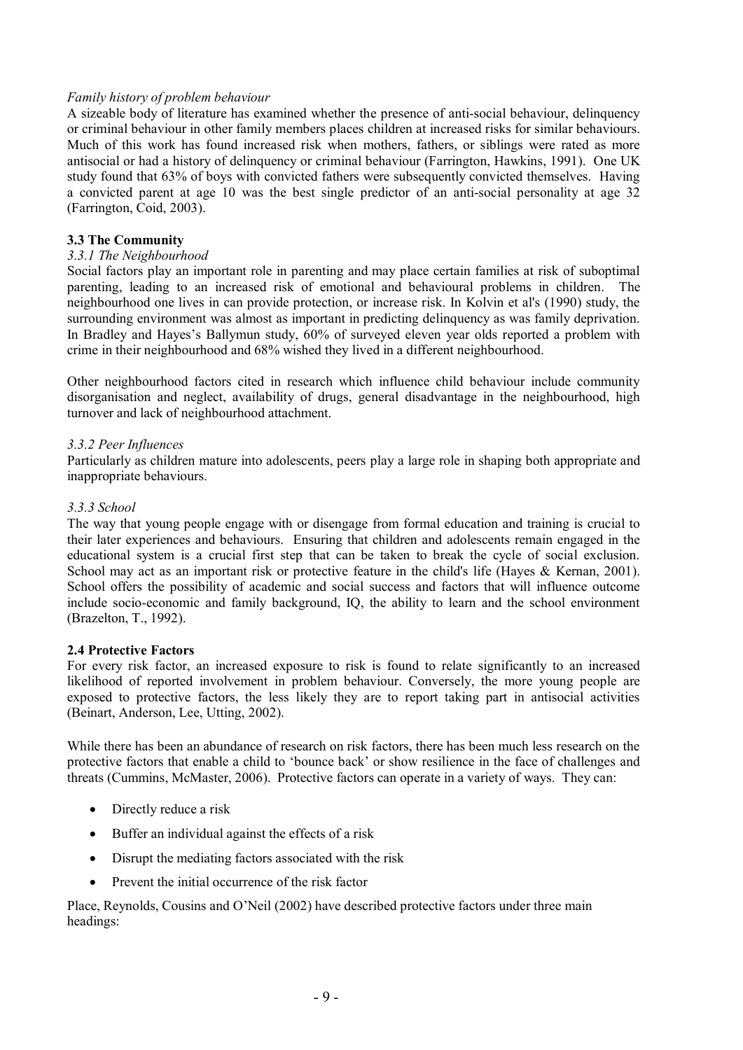*Family history of problem behaviour*

A sizeable body of literature has examined whether the presence of anti-social behaviour, delinquency or criminal behaviour in other family members places children at increased risks for similar behaviours. Much of this work has found increased risk when mothers, fathers, or siblings were rated as more antisocial or had a history of delinquency or criminal behaviour (Farrington, Hawkins, 1991). One UK study found that 63% of boys with convicted fathers were subsequently convicted themselves. Having a convicted parent at age 10 was the best single predictor of an anti-social personality at age 32 (Farrington, Coid, 2003).

### 3.3 The Community

#### *3.3.1 The Neighbourhood*

Social factors play an important role in parenting and may place certain families at risk of suboptimal parenting, leading to an increased risk of emotional and behavioural problems in children. The neighbourhood one lives in can provide protection, or increase risk. In Kolvin et al's (1990) study, the surrounding environment was almost as important in predicting delinquency as was family deprivation. In Bradley and Hayes's Ballymun study, 60% of surveyed eleven year olds reported a problem with crime in their neighbourhood and 68% wished they lived in a different neighbourhood.

Other neighbourhood factors cited in research which influence child behaviour include community disorganisation and neglect, availability of drugs, general disadvantage in the neighbourhood, high turnover and lack of neighbourhood attachment.

#### *3.3.2 Peer Influences*

Particularly as children mature into adolescents, peers play a large role in shaping both appropriate and inappropriate behaviours.

#### *3.3.3 School*

The way that young people engage with or disengage from formal education and training is crucial to their later experiences and behaviours. Ensuring that children and adolescents remain engaged in the educational system is a crucial first step that can be taken to break the cycle of social exclusion. School may act as an important risk or protective feature in the child's life (Hayes & Kernan, 2001). School offers the possibility of academic and social success and factors that will influence outcome include socio-economic and family background, IQ, the ability to learn and the school environment (Brazelton, T., 1992).

### 2.4 Protective Factors

For every risk factor, an increased exposure to risk is found to relate significantly to an increased likelihood of reported involvement in problem behaviour. Conversely, the more young people are exposed to protective factors, the less likely they are to report taking part in antisocial activities (Beinart, Anderson, Lee, Utting, 2002).

While there has been an abundance of research on risk factors, there has been much less research on the protective factors that enable a child to 'bounce back' or show resilience in the face of challenges and threats (Cummins, McMaster, 2006). Protective factors can operate in a variety of ways. They can:

- Directly reduce a risk
- Buffer an individual against the effects of a risk
- Disrupt the mediating factors associated with the risk
- Prevent the initial occurrence of the risk factor

Place, Reynolds, Cousins and O'Neil (2002) have described protective factors under three main headings: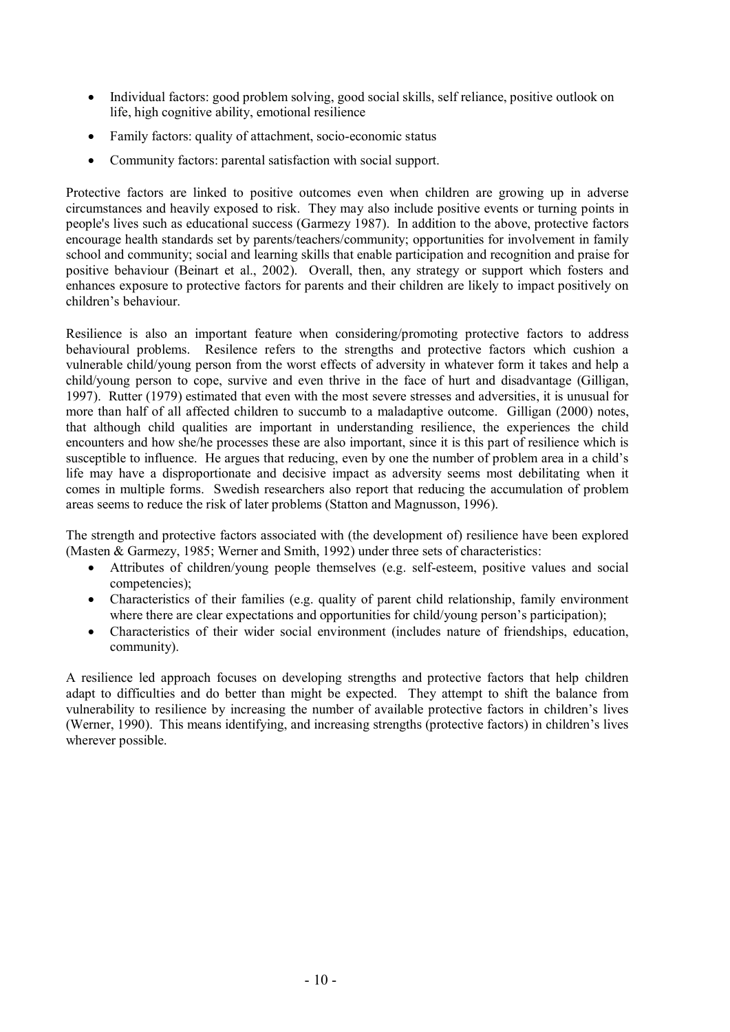- Individual factors: good problem solving, good social skills, self reliance, positive outlook on life, high cognitive ability, emotional resilience
- Family factors: quality of attachment, socio-economic status
- Community factors: parental satisfaction with social support.

Protective factors are linked to positive outcomes even when children are growing up in adverse circumstances and heavily exposed to risk. They may also include positive events or turning points in people's lives such as educational success (Garmezy 1987). In addition to the above, protective factors encourage health standards set by parents/teachers/community; opportunities for involvement in family school and community; social and learning skills that enable participation and recognition and praise for positive behaviour (Beinart et al., 2002). Overall, then, any strategy or support which fosters and enhances exposure to protective factors for parents and their children are likely to impact positively on children's behaviour.

Resilience is also an important feature when considering/promoting protective factors to address behavioural problems. Resilience refers to the strengths and protective factors which cushion a vulnerable child/young person from the worst effects of adversity in whatever form it takes and help a child/young person to cope, survive and even thrive in the face of hurt and disadvantage (Gilligan, 1997). Rutter (1979) estimated that even with the most severe stresses and adversities, it is unusual for more than half of all affected children to succumb to a maladaptive outcome. Gilligan (2000) notes, that although child qualities are important in understanding resilience, the experiences the child encounters and how she/he processes these are also important, since it is this part of resilience which is susceptible to influence. He argues that reducing, even by one the number of problem area in a child's life may have a disproportionate and decisive impact as adversity seems most debilitating when it comes in multiple forms. Swedish researchers also report that reducing the accumulation of problem areas seems to reduce the risk of later problems (Statton and Magnusson, 1996).

The strength and protective factors associated with (the development of) resilience have been explored (Masten & Garmezy, 1985; Werner and Smith, 1992) under three sets of characteristics:

- Attributes of children/young people themselves (e.g. self-esteem, positive values and social competencies);
- Characteristics of their families (e.g. quality of parent child relationship, family environment where there are clear expectations and opportunities for child/young person's participation);
- Characteristics of their wider social environment (includes nature of friendships, education, community).

A resilience led approach focuses on developing strengths and protective factors that help children adapt to difficulties and do better than might be expected. They attempt to shift the balance from vulnerability to resilience by increasing the number of available protective factors in children's lives (Werner, 1990). This means identifying, and increasing strengths (protective factors) in children's lives wherever possible.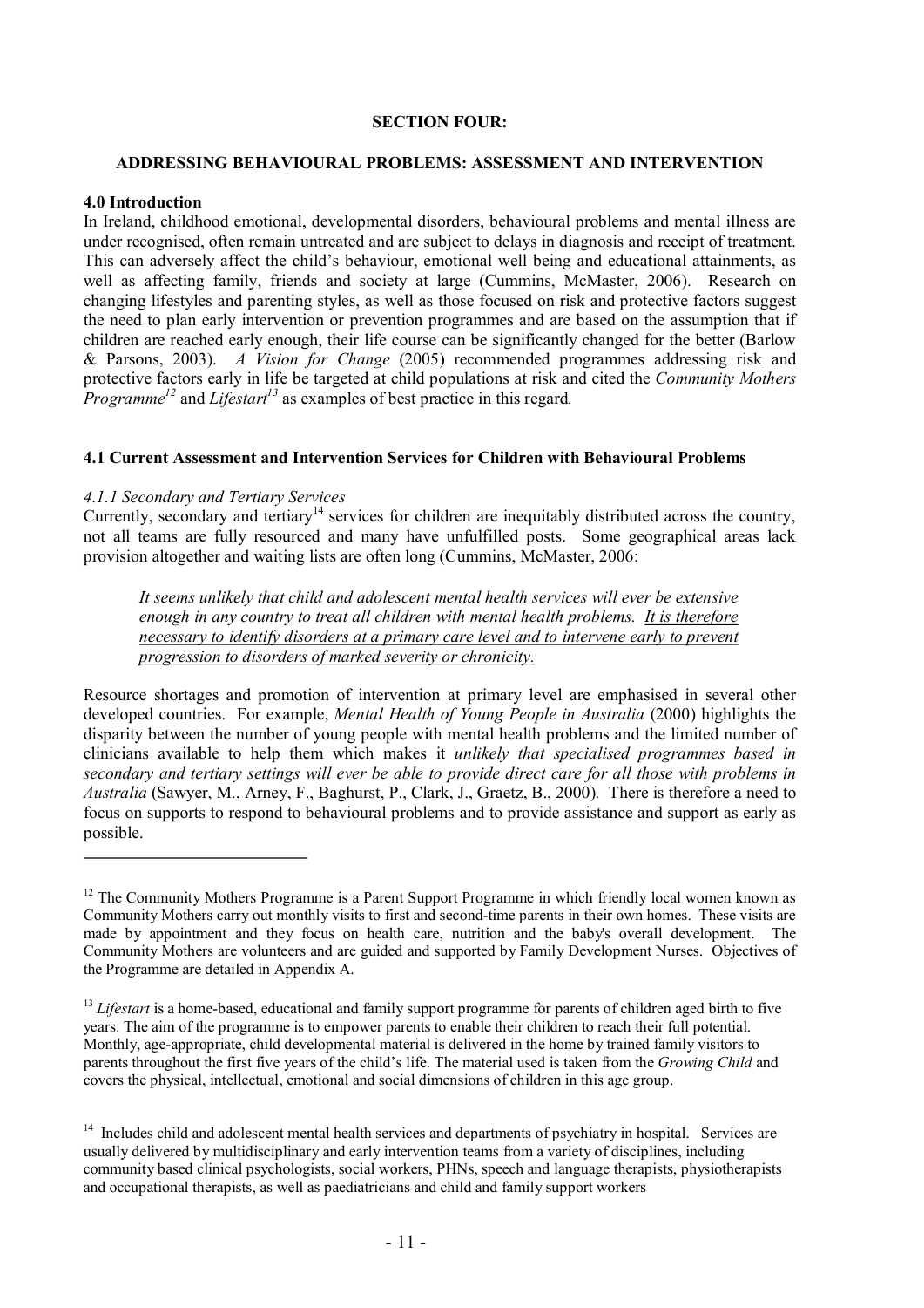**SECTION FOUR:**

## ADDRESSING BEHAVIOURAL PROBLEMS: ASSESSMENT AND INTERVENTION

### 4.0 Introduction

In Ireland, childhood emotional, developmental disorders, behavioural problems and mental illness are under recognised, often remain untreated and are subject to delays in diagnosis and receipt of treatment. This can adversely affect the child's behaviour, emotional well being and educational attainments, as well as affecting family, friends and society at large (Cummins, McMaster, 2006). Research on changing lifestyles and parenting styles, as well as those focused on risk and protective factors suggest the need to plan early intervention or prevention programmes and are based on the assumption that if children are reached early enough, their life course can be significantly changed for the better (Barlow & Parsons, 2003). *A Vision for Change* (2005) recommended programmes addressing risk and protective factors early in life be targeted at child populations at risk and cited the *Community Mothers Programme*[12] and *Lifestart*[13] as examples of best practice in this regard.

### 4.1 Current Assessment and Intervention Services for Children with Behavioural Problems

#### *4.1.1 Secondary and Tertiary Services*

Currently, secondary and tertiary[14] services for children are inequitably distributed across the country, not all teams are fully resourced and many have unfulfilled posts. Some geographical areas lack provision altogether and waiting lists are often long (Cummins, McMaster, 2006:

> *It seems unlikely that child and adolescent mental health services will ever be extensive enough in any country to treat all children with mental health problems. <u>It is therefore necessary to identify disorders at a primary care level and to intervene early to prevent progression to disorders of marked severity or chronicity.</u>*

Resource shortages and promotion of intervention at primary level are emphasised in several other developed countries. For example, *Mental Health of Young People in Australia* (2000) highlights the disparity between the number of young people with mental health problems and the limited number of clinicians available to help them which makes it *unlikely that specialised programmes based in secondary and tertiary settings will ever be able to provide direct care for all those with problems in Australia* (Sawyer, M., Arney, F., Baghurst, P., Clark, J., Graetz, B., 2000). There is therefore a need to focus on supports to respond to behavioural problems and to provide assistance and support as early as possible.

---

[12] The Community Mothers Programme is a Parent Support Programme in which friendly local women known as Community Mothers carry out monthly visits to first and second-time parents in their own homes. These visits are made by appointment and they focus on health care, nutrition and the baby's overall development. The Community Mothers are volunteers and are guided and supported by Family Development Nurses. Objectives of the Programme are detailed in Appendix A.

[13] *Lifestart* is a home-based, educational and family support programme for parents of children aged birth to five years. The aim of the programme is to empower parents to enable their children to reach their full potential. Monthly, age-appropriate, child developmental material is delivered in the home by trained family visitors to parents throughout the first five years of the child's life. The material used is taken from the *Growing Child* and covers the physical, intellectual, emotional and social dimensions of children in this age group.

[14] Includes child and adolescent mental health services and departments of psychiatry in hospital. Services are usually delivered by multidisciplinary and early intervention teams from a variety of disciplines, including community based clinical psychologists, social workers, PHNs, speech and language therapists, physiotherapists and occupational therapists, as well as paediatricians and child and family support workers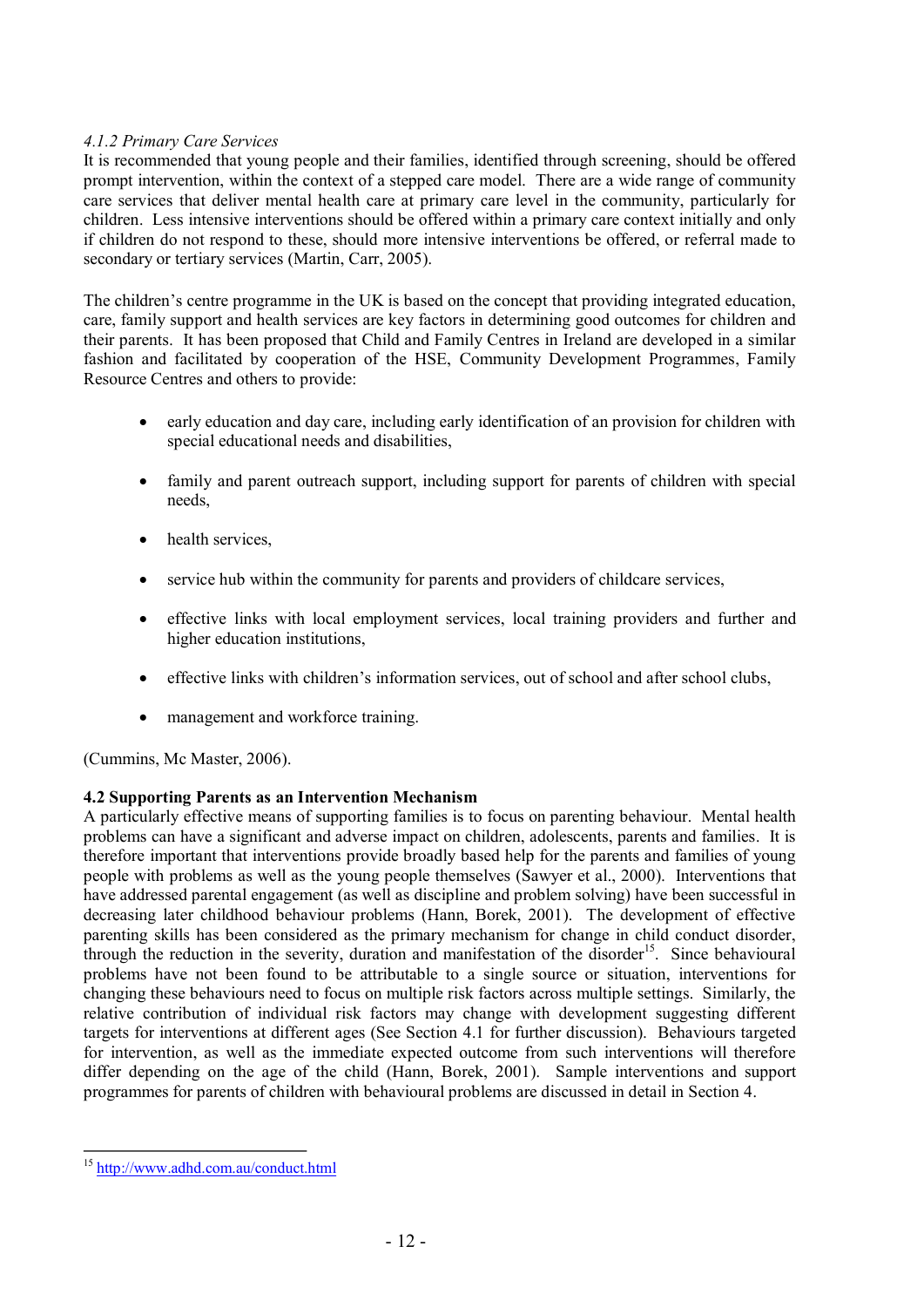*4.1.2 Primary Care Services*

It is recommended that young people and their families, identified through screening, should be offered prompt intervention, within the context of a stepped care model. There are a wide range of community care services that deliver mental health care at primary care level in the community, particularly for children. Less intensive interventions should be offered within a primary care context initially and only if children do not respond to these, should more intensive interventions be offered, or referral made to secondary or tertiary services (Martin, Carr, 2005).

The children's centre programme in the UK is based on the concept that providing integrated education, care, family support and health services are key factors in determining good outcomes for children and their parents. It has been proposed that Child and Family Centres in Ireland are developed in a similar fashion and facilitated by cooperation of the HSE, Community Development Programmes, Family Resource Centres and others to provide:

- early education and day care, including early identification of an provision for children with special educational needs and disabilities,
- family and parent outreach support, including support for parents of children with special needs,
- health services,
- service hub within the community for parents and providers of childcare services,
- effective links with local employment services, local training providers and further and higher education institutions,
- effective links with children's information services, out of school and after school clubs,
- management and workforce training.

(Cummins, Mc Master, 2006).

**4.2 Supporting Parents as an Intervention Mechanism**

A particularly effective means of supporting families is to focus on parenting behaviour. Mental health problems can have a significant and adverse impact on children, adolescents, parents and families. It is therefore important that interventions provide broadly based help for the parents and families of young people with problems as well as the young people themselves (Sawyer et al., 2000). Interventions that have addressed parental engagement (as well as discipline and problem solving) have been successful in decreasing later childhood behaviour problems (Hann, Borek, 2001). The development of effective parenting skills has been considered as the primary mechanism for change in child conduct disorder, through the reduction in the severity, duration and manifestation of the disorder[15]. Since behavioural problems have not been found to be attributable to a single source or situation, interventions for changing these behaviours need to focus on multiple risk factors across multiple settings. Similarly, the relative contribution of individual risk factors may change with development suggesting different targets for interventions at different ages (See Section 4.1 for further discussion). Behaviours targeted for intervention, as well as the immediate expected outcome from such interventions will therefore differ depending on the age of the child (Hann, Borek, 2001). Sample interventions and support programmes for parents of children with behavioural problems are discussed in detail in Section 4.

[15] http://www.adhd.com.au/conduct.html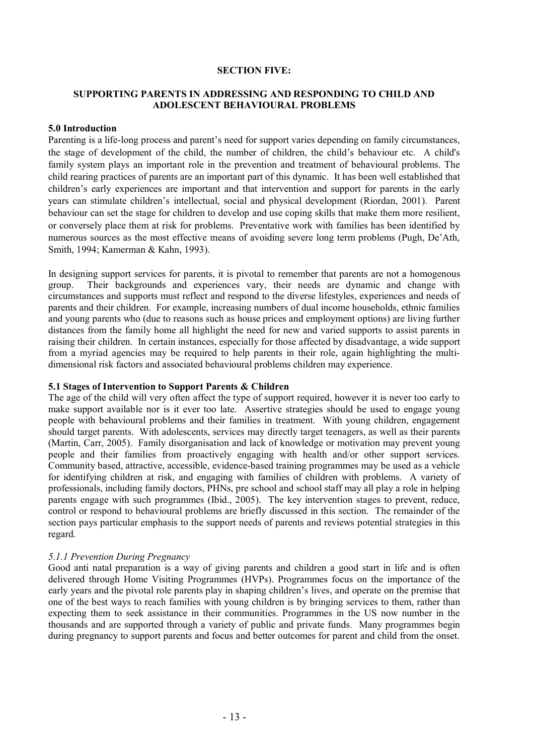## SECTION FIVE:

### SUPPORTING PARENTS IN ADDRESSING AND RESPONDING TO CHILD AND ADOLESCENT BEHAVIOURAL PROBLEMS

**5.0 Introduction**

Parenting is a life-long process and parent's need for support varies depending on family circumstances, the stage of development of the child, the number of children, the child's behaviour etc. A child's family system plays an important role in the prevention and treatment of behavioural problems. The child rearing practices of parents are an important part of this dynamic. It has been well established that children's early experiences are important and that intervention and support for parents in the early years can stimulate children's intellectual, social and physical development (Riordan, 2001). Parent behaviour can set the stage for children to develop and use coping skills that make them more resilient, or conversely place them at risk for problems. Preventative work with families has been identified by numerous sources as the most effective means of avoiding severe long term problems (Pugh, De'Ath, Smith, 1994; Kamerman & Kahn, 1993).

In designing support services for parents, it is pivotal to remember that parents are not a homogenous group. Their backgrounds and experiences vary, their needs are dynamic and change with circumstances and supports must reflect and respond to the diverse lifestyles, experiences and needs of parents and their children. For example, increasing numbers of dual income households, ethnic families and young parents who (due to reasons such as house prices and employment options) are living further distances from the family home all highlight the need for new and varied supports to assist parents in raising their children. In certain instances, especially for those affected by disadvantage, a wide support from a myriad agencies may be required to help parents in their role, again highlighting the multi-dimensional risk factors and associated behavioural problems children may experience.

**5.1 Stages of Intervention to Support Parents & Children**

The age of the child will very often affect the type of support required, however it is never too early to make support available nor is it ever too late. Assertive strategies should be used to engage young people with behavioural problems and their families in treatment. With young children, engagement should target parents. With adolescents, services may directly target teenagers, as well as their parents (Martin, Carr, 2005). Family disorganisation and lack of knowledge or motivation may prevent young people and their families from proactively engaging with health and/or other support services. Community based, attractive, accessible, evidence-based training programmes may be used as a vehicle for identifying children at risk, and engaging with families of children with problems. A variety of professionals, including family doctors, PHNs, pre school and school staff may all play a role in helping parents engage with such programmes (Ibid., 2005). The key intervention stages to prevent, reduce, control or respond to behavioural problems are briefly discussed in this section. The remainder of the section pays particular emphasis to the support needs of parents and reviews potential strategies in this regard.

*5.1.1 Prevention During Pregnancy*

Good anti natal preparation is a way of giving parents and children a good start in life and is often delivered through Home Visiting Programmes (HVPs). Programmes focus on the importance of the early years and the pivotal role parents play in shaping children's lives, and operate on the premise that one of the best ways to reach families with young children is by bringing services to them, rather than expecting them to seek assistance in their communities. Programmes in the US now number in the thousands and are supported through a variety of public and private funds. Many programmes begin during pregnancy to support parents and focus and better outcomes for parent and child from the onset.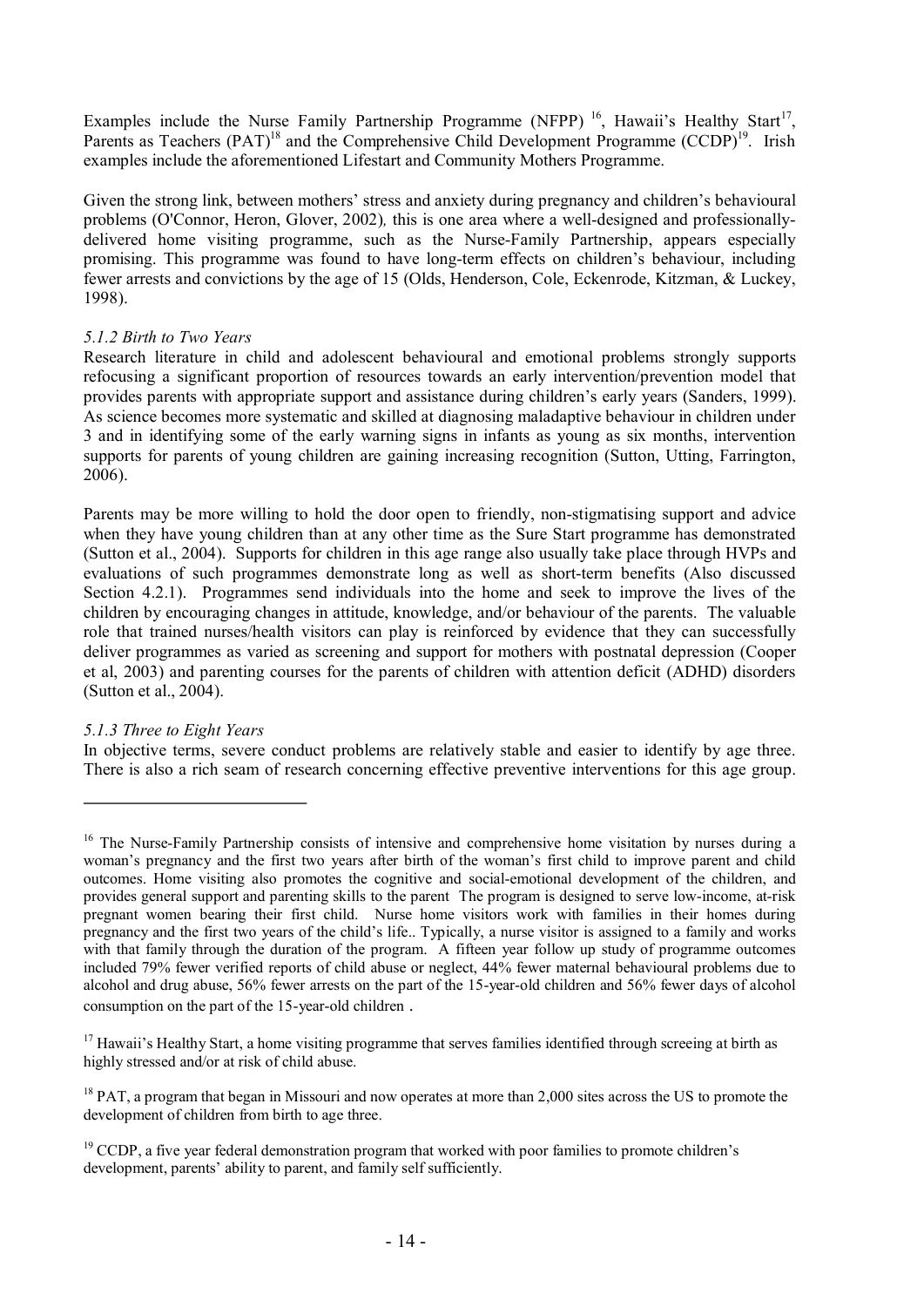Examples include the Nurse Family Partnership Programme (NFPP) [16], Hawaii's Healthy Start[17], Parents as Teachers (PAT)[18] and the Comprehensive Child Development Programme (CCDP)[19]. Irish examples include the aforementioned Lifestart and Community Mothers Programme.

Given the strong link, between mothers' stress and anxiety during pregnancy and children's behavioural problems (O'Connor, Heron, Glover, 2002)*,* this is one area where a well-designed and professionally-delivered home visiting programme, such as the Nurse-Family Partnership, appears especially promising. This programme was found to have long-term effects on children's behaviour, including fewer arrests and convictions by the age of 15 (Olds, Henderson, Cole, Eckenrode, Kitzman, & Luckey, 1998).

*5.1.2 Birth to Two Years*

Research literature in child and adolescent behavioural and emotional problems strongly supports refocusing a significant proportion of resources towards an early intervention/prevention model that provides parents with appropriate support and assistance during children's early years (Sanders, 1999). As science becomes more systematic and skilled at diagnosing maladaptive behaviour in children under 3 and in identifying some of the early warning signs in infants as young as six months, intervention supports for parents of young children are gaining increasing recognition (Sutton, Utting, Farrington, 2006).

Parents may be more willing to hold the door open to friendly, non-stigmatising support and advice when they have young children than at any other time as the Sure Start programme has demonstrated (Sutton et al., 2004). Supports for children in this age range also usually take place through HVPs and evaluations of such programmes demonstrate long as well as short-term benefits (Also discussed Section 4.2.1). Programmes send individuals into the home and seek to improve the lives of the children by encouraging changes in attitude, knowledge, and/or behaviour of the parents. The valuable role that trained nurses/health visitors can play is reinforced by evidence that they can successfully deliver programmes as varied as screening and support for mothers with postnatal depression (Cooper et al, 2003) and parenting courses for the parents of children with attention deficit (ADHD) disorders (Sutton et al., 2004).

*5.1.3 Three to Eight Years*

In objective terms, severe conduct problems are relatively stable and easier to identify by age three. There is also a rich seam of research concerning effective preventive interventions for this age group.

---

[16] The Nurse-Family Partnership consists of intensive and comprehensive home visitation by nurses during a woman's pregnancy and the first two years after birth of the woman's first child to improve parent and child outcomes. Home visiting also promotes the cognitive and social-emotional development of the children, and provides general support and parenting skills to the parent The program is designed to serve low-income, at-risk pregnant women bearing their first child. Nurse home visitors work with families in their homes during pregnancy and the first two years of the child's life.. Typically, a nurse visitor is assigned to a family and works with that family through the duration of the program. A fifteen year follow up study of programme outcomes included 79% fewer verified reports of child abuse or neglect, 44% fewer maternal behavioural problems due to alcohol and drug abuse, 56% fewer arrests on the part of the 15-year-old children and 56% fewer days of alcohol consumption on the part of the 15-year-old children .

[17] Hawaii's Healthy Start, a home visiting programme that serves families identified through screeing at birth as highly stressed and/or at risk of child abuse.

[18] PAT, a program that began in Missouri and now operates at more than 2,000 sites across the US to promote the development of children from birth to age three.

[19] CCDP, a five year federal demonstration program that worked with poor families to promote children's development, parents' ability to parent, and family self sufficiently.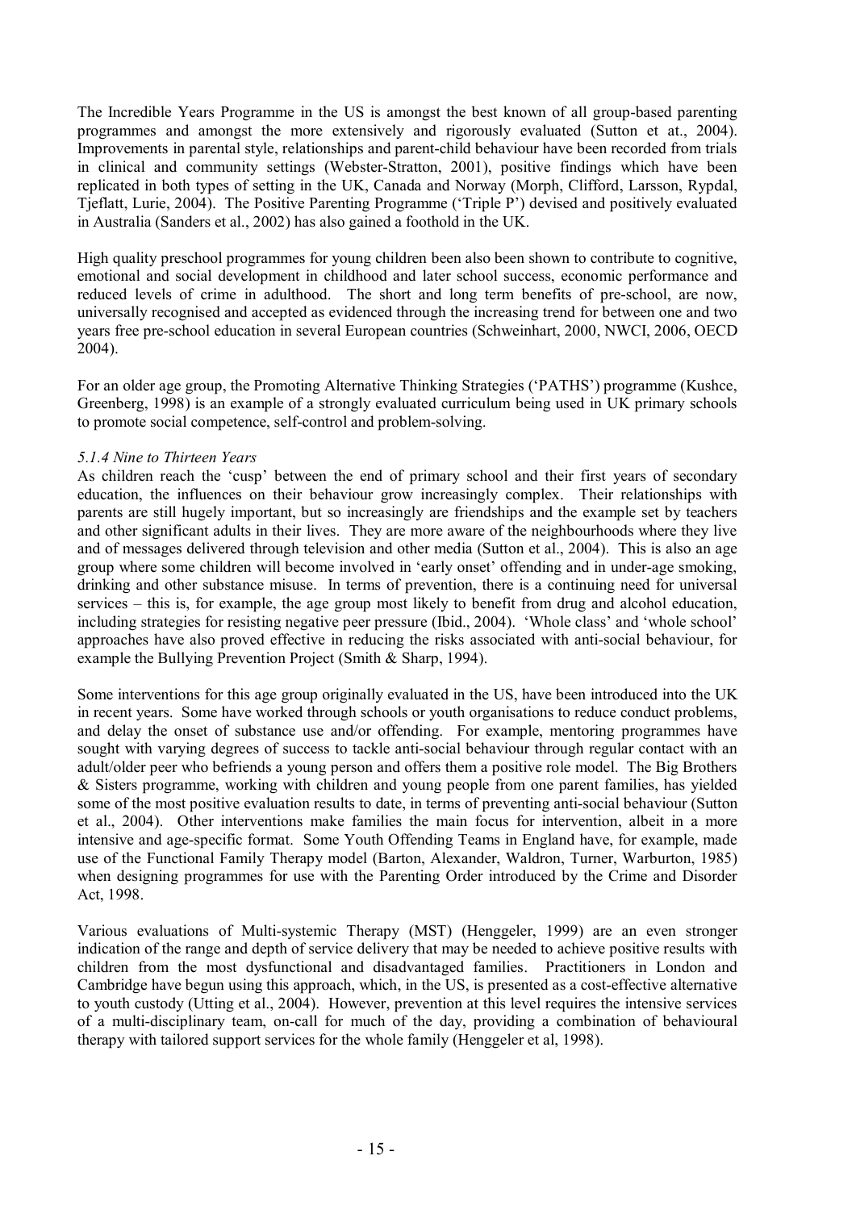The Incredible Years Programme in the US is amongst the best known of all group-based parenting programmes and amongst the more extensively and rigorously evaluated (Sutton et at., 2004). Improvements in parental style, relationships and parent-child behaviour have been recorded from trials in clinical and community settings (Webster-Stratton, 2001), positive findings which have been replicated in both types of setting in the UK, Canada and Norway (Morph, Clifford, Larsson, Rypdal, Tjeflatt, Lurie, 2004). The Positive Parenting Programme ('Triple P') devised and positively evaluated in Australia (Sanders et al., 2002) has also gained a foothold in the UK.

High quality preschool programmes for young children been also been shown to contribute to cognitive, emotional and social development in childhood and later school success, economic performance and reduced levels of crime in adulthood. The short and long term benefits of pre-school, are now, universally recognised and accepted as evidenced through the increasing trend for between one and two years free pre-school education in several European countries (Schweinhart, 2000, NWCI, 2006, OECD 2004).

For an older age group, the Promoting Alternative Thinking Strategies ('PATHS') programme (Kushce, Greenberg, 1998) is an example of a strongly evaluated curriculum being used in UK primary schools to promote social competence, self-control and problem-solving.

*5.1.4 Nine to Thirteen Years*

As children reach the 'cusp' between the end of primary school and their first years of secondary education, the influences on their behaviour grow increasingly complex. Their relationships with parents are still hugely important, but so increasingly are friendships and the example set by teachers and other significant adults in their lives. They are more aware of the neighbourhoods where they live and of messages delivered through television and other media (Sutton et al., 2004). This is also an age group where some children will become involved in 'early onset' offending and in under-age smoking, drinking and other substance misuse. In terms of prevention, there is a continuing need for universal services – this is, for example, the age group most likely to benefit from drug and alcohol education, including strategies for resisting negative peer pressure (Ibid., 2004). 'Whole class' and 'whole school' approaches have also proved effective in reducing the risks associated with anti-social behaviour, for example the Bullying Prevention Project (Smith & Sharp, 1994).

Some interventions for this age group originally evaluated in the US, have been introduced into the UK in recent years. Some have worked through schools or youth organisations to reduce conduct problems, and delay the onset of substance use and/or offending. For example, mentoring programmes have sought with varying degrees of success to tackle anti-social behaviour through regular contact with an adult/older peer who befriends a young person and offers them a positive role model. The Big Brothers & Sisters programme, working with children and young people from one parent families, has yielded some of the most positive evaluation results to date, in terms of preventing anti-social behaviour (Sutton et al., 2004). Other interventions make families the main focus for intervention, albeit in a more intensive and age-specific format. Some Youth Offending Teams in England have, for example, made use of the Functional Family Therapy model (Barton, Alexander, Waldron, Turner, Warburton, 1985) when designing programmes for use with the Parenting Order introduced by the Crime and Disorder Act, 1998.

Various evaluations of Multi-systemic Therapy (MST) (Henggeler, 1999) are an even stronger indication of the range and depth of service delivery that may be needed to achieve positive results with children from the most dysfunctional and disadvantaged families. Practitioners in London and Cambridge have begun using this approach, which, in the US, is presented as a cost-effective alternative to youth custody (Utting et al., 2004). However, prevention at this level requires the intensive services of a multi-disciplinary team, on-call for much of the day, providing a combination of behavioural therapy with tailored support services for the whole family (Henggeler et al, 1998).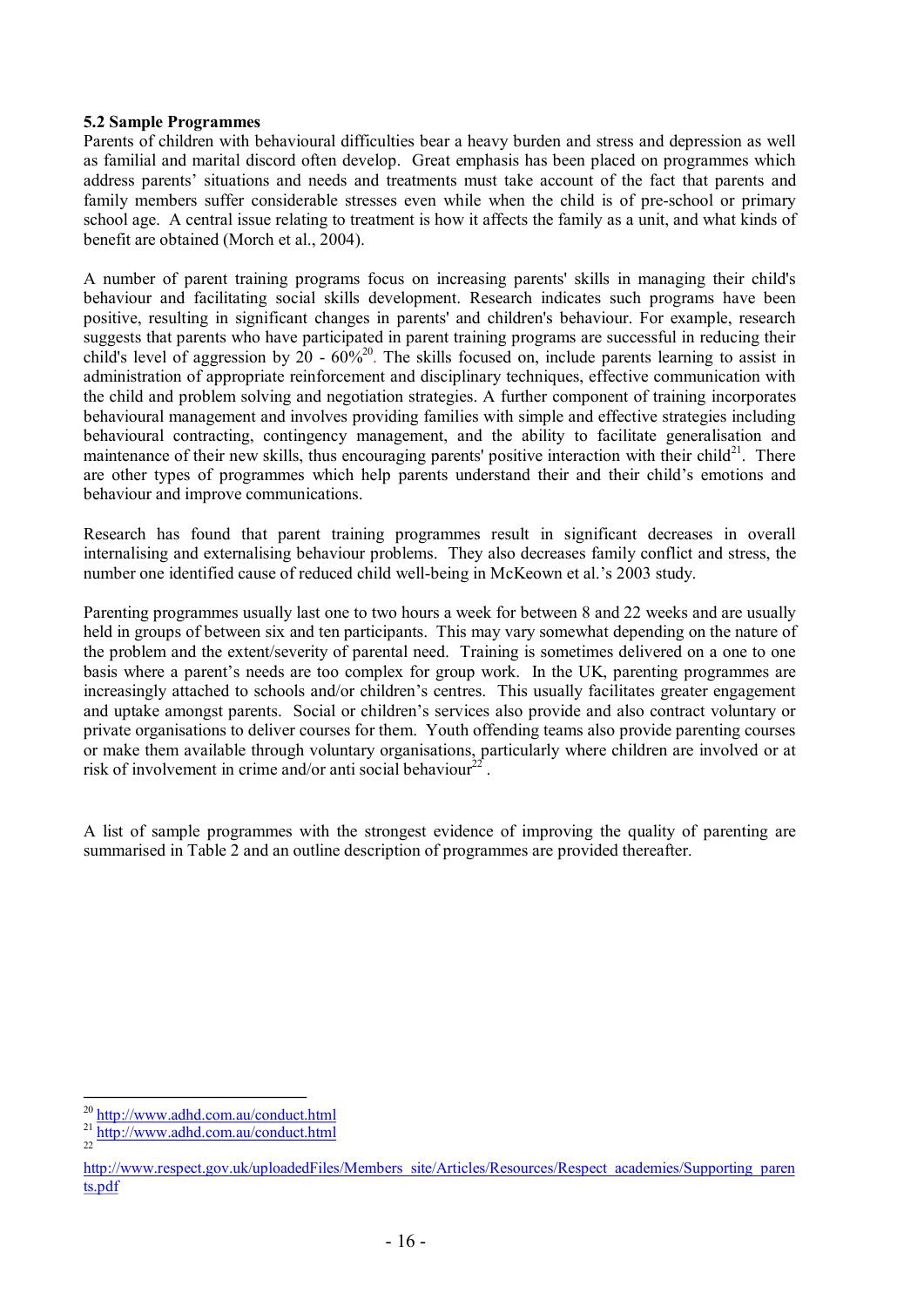### 5.2 Sample Programmes

Parents of children with behavioural difficulties bear a heavy burden and stress and depression as well as familial and marital discord often develop. Great emphasis has been placed on programmes which address parents' situations and needs and treatments must take account of the fact that parents and family members suffer considerable stresses even while when the child is of pre-school or primary school age. A central issue relating to treatment is how it affects the family as a unit, and what kinds of benefit are obtained (Morch et al., 2004).

A number of parent training programs focus on increasing parents' skills in managing their child's behaviour and facilitating social skills development. Research indicates such programs have been positive, resulting in significant changes in parents' and children's behaviour. For example, research suggests that parents who have participated in parent training programs are successful in reducing their child's level of aggression by 20 - 60%[20]. The skills focused on, include parents learning to assist in administration of appropriate reinforcement and disciplinary techniques, effective communication with the child and problem solving and negotiation strategies. A further component of training incorporates behavioural management and involves providing families with simple and effective strategies including behavioural contracting, contingency management, and the ability to facilitate generalisation and maintenance of their new skills, thus encouraging parents' positive interaction with their child[21]. There are other types of programmes which help parents understand their and their child's emotions and behaviour and improve communications.

Research has found that parent training programmes result in significant decreases in overall internalising and externalising behaviour problems. They also decreases family conflict and stress, the number one identified cause of reduced child well-being in McKeown et al.'s 2003 study.

Parenting programmes usually last one to two hours a week for between 8 and 22 weeks and are usually held in groups of between six and ten participants. This may vary somewhat depending on the nature of the problem and the extent/severity of parental need. Training is sometimes delivered on a one to one basis where a parent's needs are too complex for group work. In the UK, parenting programmes are increasingly attached to schools and/or children's centres. This usually facilitates greater engagement and uptake amongst parents. Social or children's services also provide and also contract voluntary or private organisations to deliver courses for them. Youth offending teams also provide parenting courses or make them available through voluntary organisations, particularly where children are involved or at risk of involvement in crime and/or anti social behaviour[22].

A list of sample programmes with the strongest evidence of improving the quality of parenting are summarised in Table 2 and an outline description of programmes are provided thereafter.

---

[20] http://www.adhd.com.au/conduct.html

[21] http://www.adhd.com.au/conduct.html

[22] http://www.respect.gov.uk/uploadedFiles/Members_site/Articles/Resources/Respect_academies/Supporting_parents.pdf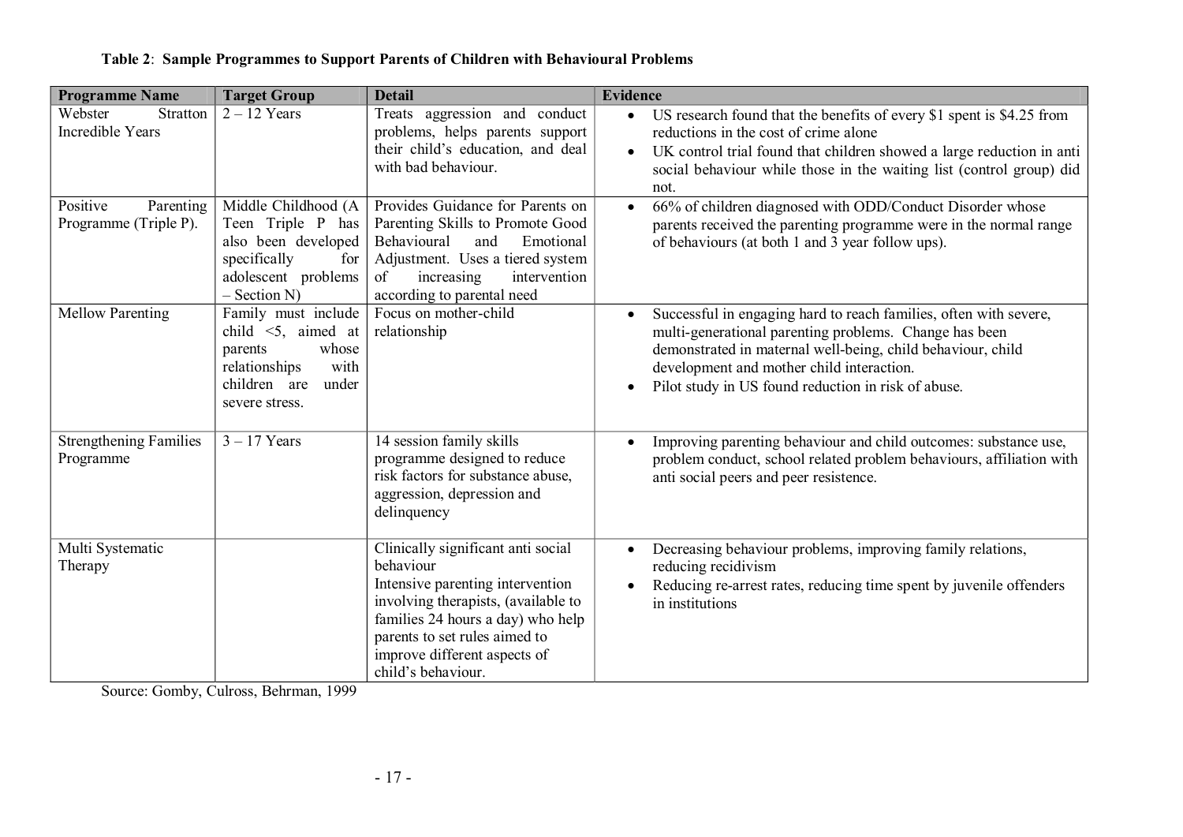**Table 2**: **Sample Programmes to Support Parents of Children with Behavioural Problems**

| Programme Name | Target Group | Detail | Evidence |
|---|---|---|---|
| Webster Stratton Incredible Years | 2 – 12 Years | Treats aggression and conduct problems, helps parents support their child's education, and deal with bad behaviour. | • US research found that the benefits of every $1 spent is $4.25 from reductions in the cost of crime alone<br>• UK control trial found that children showed a large reduction in anti social behaviour while those in the waiting list (control group) did not. |
| Positive Parenting Programme (Triple P). | Middle Childhood (A Teen Triple P has also been developed specifically for adolescent problems – Section N) | Provides Guidance for Parents on Parenting Skills to Promote Good Behavioural and Emotional Adjustment. Uses a tiered system of increasing intervention according to parental need | • 66% of children diagnosed with ODD/Conduct Disorder whose parents received the parenting programme were in the normal range of behaviours (at both 1 and 3 year follow ups). |
| Mellow Parenting | Family must include child <5, aimed at parents whose relationships with children are under severe stress. | Focus on mother-child relationship | • Successful in engaging hard to reach families, often with severe, multi-generational parenting problems. Change has been demonstrated in maternal well-being, child behaviour, child development and mother child interaction.<br>• Pilot study in US found reduction in risk of abuse. |
| Strengthening Families Programme | 3 – 17 Years | 14 session family skills programme designed to reduce risk factors for substance abuse, aggression, depression and delinquency | • Improving parenting behaviour and child outcomes: substance use, problem conduct, school related problem behaviours, affiliation with anti social peers and peer resistence. |
| Multi Systematic Therapy | | Clinically significant anti social behaviour<br>Intensive parenting intervention involving therapists, (available to families 24 hours a day) who help parents to set rules aimed to improve different aspects of child's behaviour. | • Decreasing behaviour problems, improving family relations, reducing recidivism<br>• Reducing re-arrest rates, reducing time spent by juvenile offenders in institutions |

Source: Gomby, Culross, Behrman, 1999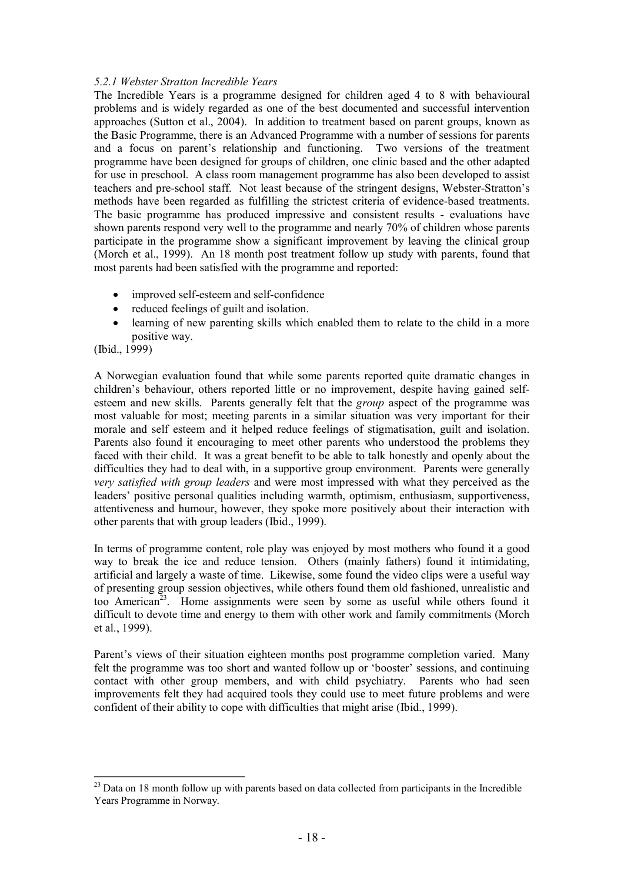*5.2.1 Webster Stratton Incredible Years*

The Incredible Years is a programme designed for children aged 4 to 8 with behavioural problems and is widely regarded as one of the best documented and successful intervention approaches (Sutton et al., 2004). In addition to treatment based on parent groups, known as the Basic Programme, there is an Advanced Programme with a number of sessions for parents and a focus on parent's relationship and functioning. Two versions of the treatment programme have been designed for groups of children, one clinic based and the other adapted for use in preschool. A class room management programme has also been developed to assist teachers and pre-school staff. Not least because of the stringent designs, Webster-Stratton's methods have been regarded as fulfilling the strictest criteria of evidence-based treatments. The basic programme has produced impressive and consistent results - evaluations have shown parents respond very well to the programme and nearly 70% of children whose parents participate in the programme show a significant improvement by leaving the clinical group (Morch et al., 1999). An 18 month post treatment follow up study with parents, found that most parents had been satisfied with the programme and reported:

- improved self-esteem and self-confidence
- reduced feelings of guilt and isolation.
- learning of new parenting skills which enabled them to relate to the child in a more positive way.

(Ibid., 1999)

A Norwegian evaluation found that while some parents reported quite dramatic changes in children's behaviour, others reported little or no improvement, despite having gained self-esteem and new skills. Parents generally felt that the *group* aspect of the programme was most valuable for most; meeting parents in a similar situation was very important for their morale and self esteem and it helped reduce feelings of stigmatisation, guilt and isolation. Parents also found it encouraging to meet other parents who understood the problems they faced with their child. It was a great benefit to be able to talk honestly and openly about the difficulties they had to deal with, in a supportive group environment. Parents were generally *very satisfied with group leaders* and were most impressed with what they perceived as the leaders' positive personal qualities including warmth, optimism, enthusiasm, supportiveness, attentiveness and humour, however, they spoke more positively about their interaction with other parents that with group leaders (Ibid., 1999).

In terms of programme content, role play was enjoyed by most mothers who found it a good way to break the ice and reduce tension. Others (mainly fathers) found it intimidating, artificial and largely a waste of time. Likewise, some found the video clips were a useful way of presenting group session objectives, while others found them old fashioned, unrealistic and too American[23]. Home assignments were seen by some as useful while others found it difficult to devote time and energy to them with other work and family commitments (Morch et al., 1999).

Parent's views of their situation eighteen months post programme completion varied. Many felt the programme was too short and wanted follow up or 'booster' sessions, and continuing contact with other group members, and with child psychiatry. Parents who had seen improvements felt they had acquired tools they could use to meet future problems and were confident of their ability to cope with difficulties that might arise (Ibid., 1999).

---

[23] Data on 18 month follow up with parents based on data collected from participants in the Incredible Years Programme in Norway.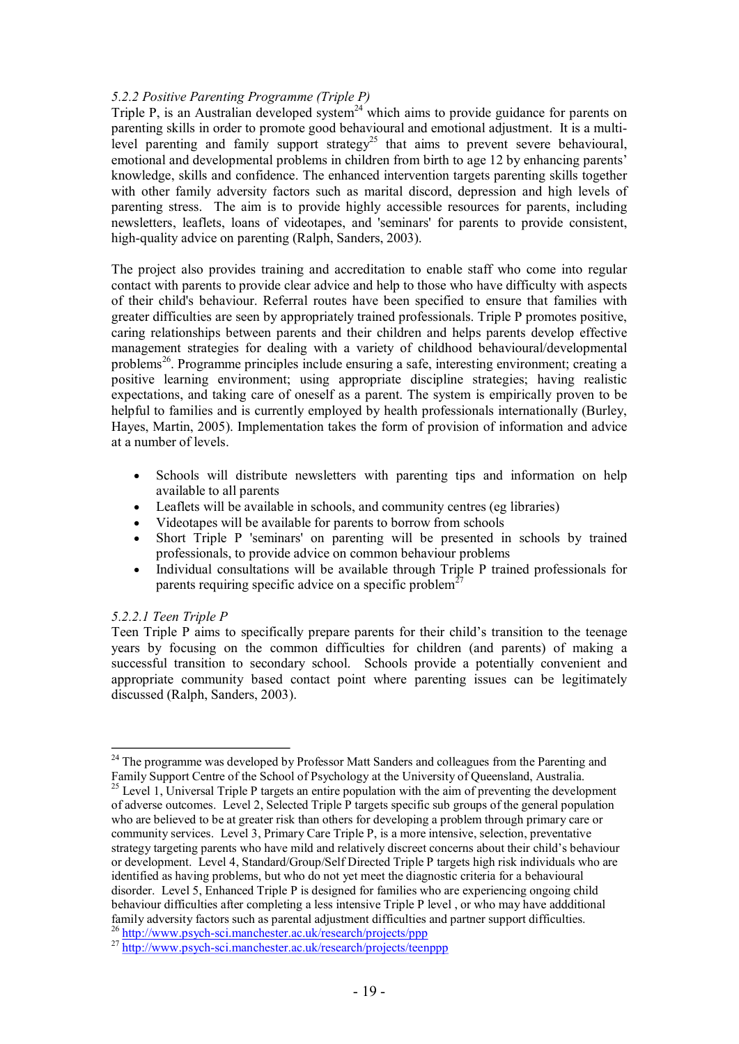*5.2.2 Positive Parenting Programme (Triple P)*

Triple P, is an Australian developed system[24] which aims to provide guidance for parents on parenting skills in order to promote good behavioural and emotional adjustment. It is a multi-level parenting and family support strategy[25] that aims to prevent severe behavioural, emotional and developmental problems in children from birth to age 12 by enhancing parents' knowledge, skills and confidence. The enhanced intervention targets parenting skills together with other family adversity factors such as marital discord, depression and high levels of parenting stress. The aim is to provide highly accessible resources for parents, including newsletters, leaflets, loans of videotapes, and 'seminars' for parents to provide consistent, high-quality advice on parenting (Ralph, Sanders, 2003).

The project also provides training and accreditation to enable staff who come into regular contact with parents to provide clear advice and help to those who have difficulty with aspects of their child's behaviour. Referral routes have been specified to ensure that families with greater difficulties are seen by appropriately trained professionals. Triple P promotes positive, caring relationships between parents and their children and helps parents develop effective management strategies for dealing with a variety of childhood behavioural/developmental problems[26]. Programme principles include ensuring a safe, interesting environment; creating a positive learning environment; using appropriate discipline strategies; having realistic expectations, and taking care of oneself as a parent. The system is empirically proven to be helpful to families and is currently employed by health professionals internationally (Burley, Hayes, Martin, 2005). Implementation takes the form of provision of information and advice at a number of levels.

- Schools will distribute newsletters with parenting tips and information on help available to all parents
- Leaflets will be available in schools, and community centres (eg libraries)
- Videotapes will be available for parents to borrow from schools
- Short Triple P 'seminars' on parenting will be presented in schools by trained professionals, to provide advice on common behaviour problems
- Individual consultations will be available through Triple P trained professionals for parents requiring specific advice on a specific problem[27]

*5.2.2.1 Teen Triple P*

Teen Triple P aims to specifically prepare parents for their child's transition to the teenage years by focusing on the common difficulties for children (and parents) of making a successful transition to secondary school. Schools provide a potentially convenient and appropriate community based contact point where parenting issues can be legitimately discussed (Ralph, Sanders, 2003).

---

[24] The programme was developed by Professor Matt Sanders and colleagues from the Parenting and Family Support Centre of the School of Psychology at the University of Queensland, Australia.

[25] Level 1, Universal Triple P targets an entire population with the aim of preventing the development of adverse outcomes. Level 2, Selected Triple P targets specific sub groups of the general population who are believed to be at greater risk than others for developing a problem through primary care or community services. Level 3, Primary Care Triple P, is a more intensive, selection, preventative strategy targeting parents who have mild and relatively discreet concerns about their child's behaviour or development. Level 4, Standard/Group/Self Directed Triple P targets high risk individuals who are identified as having problems, but who do not yet meet the diagnostic criteria for a behavioural disorder. Level 5, Enhanced Triple P is designed for families who are experiencing ongoing child behaviour difficulties after completing a less intensive Triple P level , or who may have addditional family adversity factors such as parental adjustment difficulties and partner support difficulties.

[26] http://www.psych-sci.manchester.ac.uk/research/projects/ppp

[27] http://www.psych-sci.manchester.ac.uk/research/projects/teenppp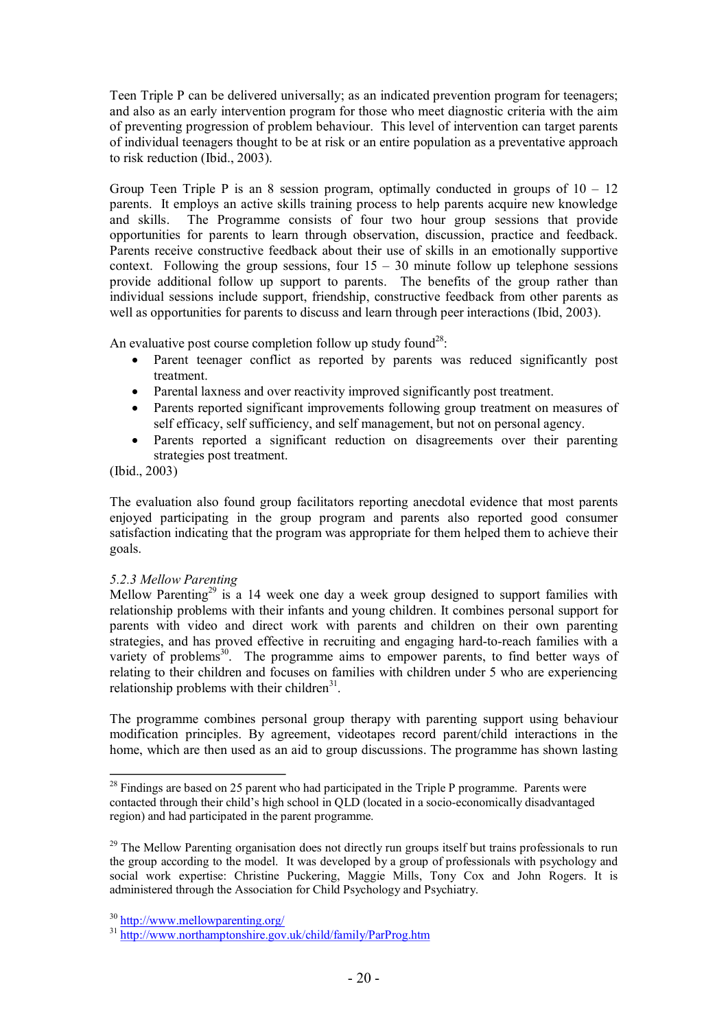Teen Triple P can be delivered universally; as an indicated prevention program for teenagers; and also as an early intervention program for those who meet diagnostic criteria with the aim of preventing progression of problem behaviour. This level of intervention can target parents of individual teenagers thought to be at risk or an entire population as a preventative approach to risk reduction (Ibid., 2003).

Group Teen Triple P is an 8 session program, optimally conducted in groups of 10 – 12 parents. It employs an active skills training process to help parents acquire new knowledge and skills. The Programme consists of four two hour group sessions that provide opportunities for parents to learn through observation, discussion, practice and feedback. Parents receive constructive feedback about their use of skills in an emotionally supportive context. Following the group sessions, four 15 – 30 minute follow up telephone sessions provide additional follow up support to parents. The benefits of the group rather than individual sessions include support, friendship, constructive feedback from other parents as well as opportunities for parents to discuss and learn through peer interactions (Ibid, 2003).

An evaluative post course completion follow up study found[28]:

- Parent teenager conflict as reported by parents was reduced significantly post treatment.
- Parental laxness and over reactivity improved significantly post treatment.
- Parents reported significant improvements following group treatment on measures of self efficacy, self sufficiency, and self management, but not on personal agency.
- Parents reported a significant reduction on disagreements over their parenting strategies post treatment.

(Ibid., 2003)

The evaluation also found group facilitators reporting anecdotal evidence that most parents enjoyed participating in the group program and parents also reported good consumer satisfaction indicating that the program was appropriate for them helped them to achieve their goals.

*5.2.3 Mellow Parenting*

Mellow Parenting[29] is a 14 week one day a week group designed to support families with relationship problems with their infants and young children. It combines personal support for parents with video and direct work with parents and children on their own parenting strategies, and has proved effective in recruiting and engaging hard-to-reach families with a variety of problems[30]. The programme aims to empower parents, to find better ways of relating to their children and focuses on families with children under 5 who are experiencing relationship problems with their children[31].

The programme combines personal group therapy with parenting support using behaviour modification principles. By agreement, videotapes record parent/child interactions in the home, which are then used as an aid to group discussions. The programme has shown lasting

---

[28] Findings are based on 25 parent who had participated in the Triple P programme. Parents were contacted through their child's high school in QLD (located in a socio-economically disadvantaged region) and had participated in the parent programme.

[29] The Mellow Parenting organisation does not directly run groups itself but trains professionals to run the group according to the model. It was developed by a group of professionals with psychology and social work expertise: Christine Puckering, Maggie Mills, Tony Cox and John Rogers. It is administered through the Association for Child Psychology and Psychiatry.

[30] http://www.mellowparenting.org/

[31] http://www.northamptonshire.gov.uk/child/family/ParProg.htm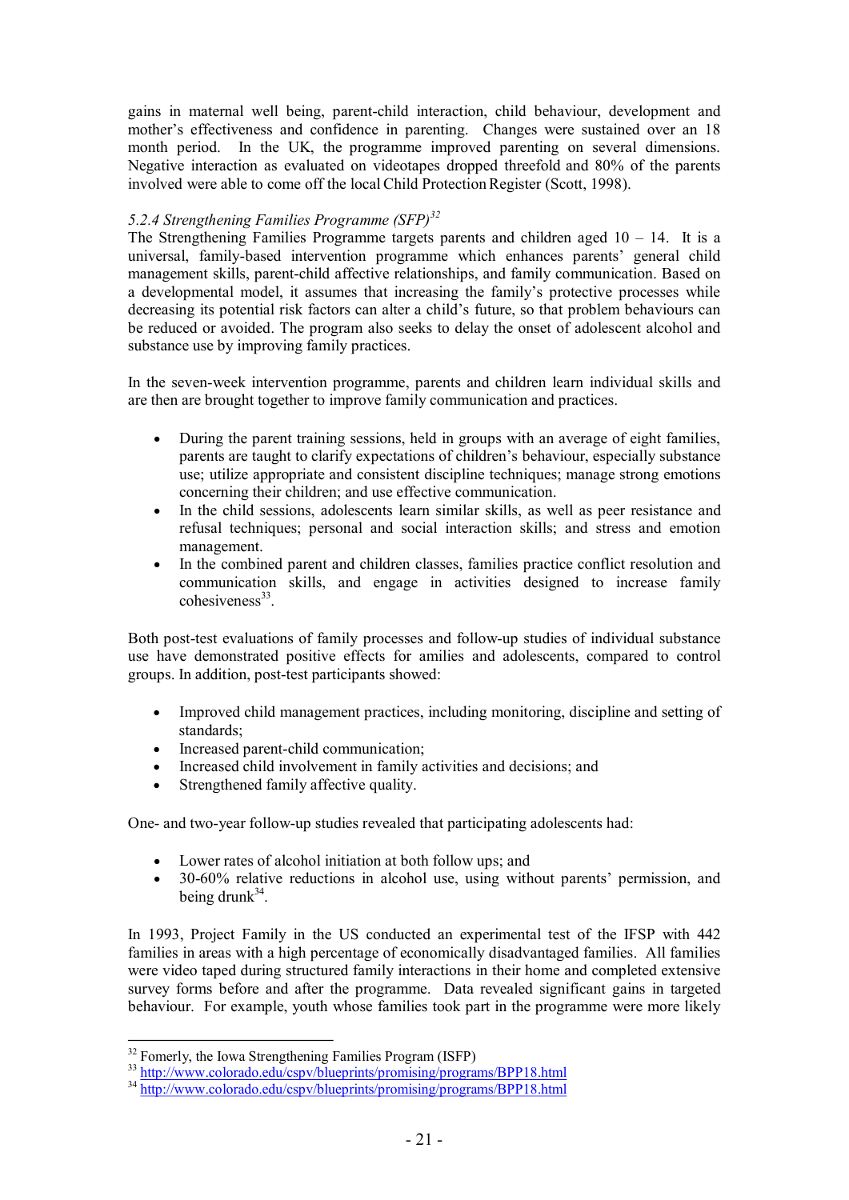gains in maternal well being, parent-child interaction, child behaviour, development and mother's effectiveness and confidence in parenting. Changes were sustained over an 18 month period. In the UK, the programme improved parenting on several dimensions. Negative interaction as evaluated on videotapes dropped threefold and 80% of the parents involved were able to come off the local Child Protection Register (Scott, 1998).

*5.2.4 Strengthening Families Programme (SFP)*[32]

The Strengthening Families Programme targets parents and children aged 10 – 14. It is a universal, family-based intervention programme which enhances parents' general child management skills, parent-child affective relationships, and family communication. Based on a developmental model, it assumes that increasing the family's protective processes while decreasing its potential risk factors can alter a child's future, so that problem behaviours can be reduced or avoided. The program also seeks to delay the onset of adolescent alcohol and substance use by improving family practices.

In the seven-week intervention programme, parents and children learn individual skills and are then are brought together to improve family communication and practices.

- During the parent training sessions, held in groups with an average of eight families, parents are taught to clarify expectations of children's behaviour, especially substance use; utilize appropriate and consistent discipline techniques; manage strong emotions concerning their children; and use effective communication.
- In the child sessions, adolescents learn similar skills, as well as peer resistance and refusal techniques; personal and social interaction skills; and stress and emotion management.
- In the combined parent and children classes, families practice conflict resolution and communication skills, and engage in activities designed to increase family cohesiveness[33].

Both post-test evaluations of family processes and follow-up studies of individual substance use have demonstrated positive effects for amilies and adolescents, compared to control groups. In addition, post-test participants showed:

- Improved child management practices, including monitoring, discipline and setting of standards;
- Increased parent-child communication;
- Increased child involvement in family activities and decisions; and
- Strengthened family affective quality.

One- and two-year follow-up studies revealed that participating adolescents had:

- Lower rates of alcohol initiation at both follow ups; and
- 30-60% relative reductions in alcohol use, using without parents' permission, and being drunk[34].

In 1993, Project Family in the US conducted an experimental test of the IFSP with 442 families in areas with a high percentage of economically disadvantaged families. All families were video taped during structured family interactions in their home and completed extensive survey forms before and after the programme. Data revealed significant gains in targeted behaviour. For example, youth whose families took part in the programme were more likely

---

[32] Fomerly, the Iowa Strengthening Families Program (ISFP)

[33] http://www.colorado.edu/cspv/blueprints/promising/programs/BPP18.html

[34] http://www.colorado.edu/cspv/blueprints/promising/programs/BPP18.html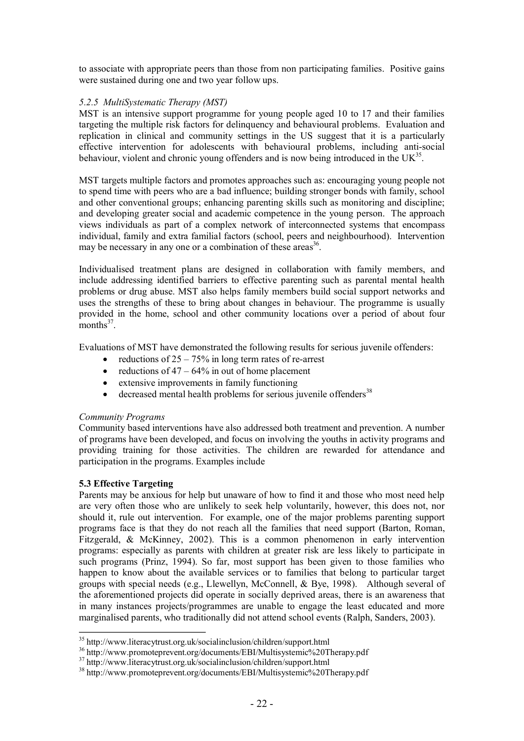to associate with appropriate peers than those from non participating families. Positive gains were sustained during one and two year follow ups.

#### *5.2.5 MultiSystematic Therapy (MST)*

MST is an intensive support programme for young people aged 10 to 17 and their families targeting the multiple risk factors for delinquency and behavioural problems. Evaluation and replication in clinical and community settings in the US suggest that it is a particularly effective intervention for adolescents with behavioural problems, including anti-social behaviour, violent and chronic young offenders and is now being introduced in the UK[35].

MST targets multiple factors and promotes approaches such as: encouraging young people not to spend time with peers who are a bad influence; building stronger bonds with family, school and other conventional groups; enhancing parenting skills such as monitoring and discipline; and developing greater social and academic competence in the young person. The approach views individuals as part of a complex network of interconnected systems that encompass individual, family and extra familial factors (school, peers and neighbourhood). Intervention may be necessary in any one or a combination of these areas[36].

Individualised treatment plans are designed in collaboration with family members, and include addressing identified barriers to effective parenting such as parental mental health problems or drug abuse. MST also helps family members build social support networks and uses the strengths of these to bring about changes in behaviour. The programme is usually provided in the home, school and other community locations over a period of about four months[37].

Evaluations of MST have demonstrated the following results for serious juvenile offenders:

- reductions of 25 – 75% in long term rates of re-arrest
- reductions of 47 – 64% in out of home placement
- extensive improvements in family functioning
- decreased mental health problems for serious juvenile offenders[38]

*Community Programs*

Community based interventions have also addressed both treatment and prevention. A number of programs have been developed, and focus on involving the youths in activity programs and providing training for those activities. The children are rewarded for attendance and participation in the programs. Examples include

### 5.3 Effective Targeting

Parents may be anxious for help but unaware of how to find it and those who most need help are very often those who are unlikely to seek help voluntarily, however, this does not, nor should it, rule out intervention. For example, one of the major problems parenting support programs face is that they do not reach all the families that need support (Barton, Roman, Fitzgerald, & McKinney, 2002). This is a common phenomenon in early intervention programs: especially as parents with children at greater risk are less likely to participate in such programs (Prinz, 1994). So far, most support has been given to those families who happen to know about the available services or to families that belong to particular target groups with special needs (e.g., Llewellyn, McConnell, & Bye, 1998). Although several of the aforementioned projects did operate in socially deprived areas, there is an awareness that in many instances projects/programmes are unable to engage the least educated and more marginalised parents, who traditionally did not attend school events (Ralph, Sanders, 2003).

---

[35] http://www.literacytrust.org.uk/socialinclusion/children/support.html

[36] http://www.promoteprevent.org/documents/EBI/Multisystemic%20Therapy.pdf

[37] http://www.literacytrust.org.uk/socialinclusion/children/support.html

[38] http://www.promoteprevent.org/documents/EBI/Multisystemic%20Therapy.pdf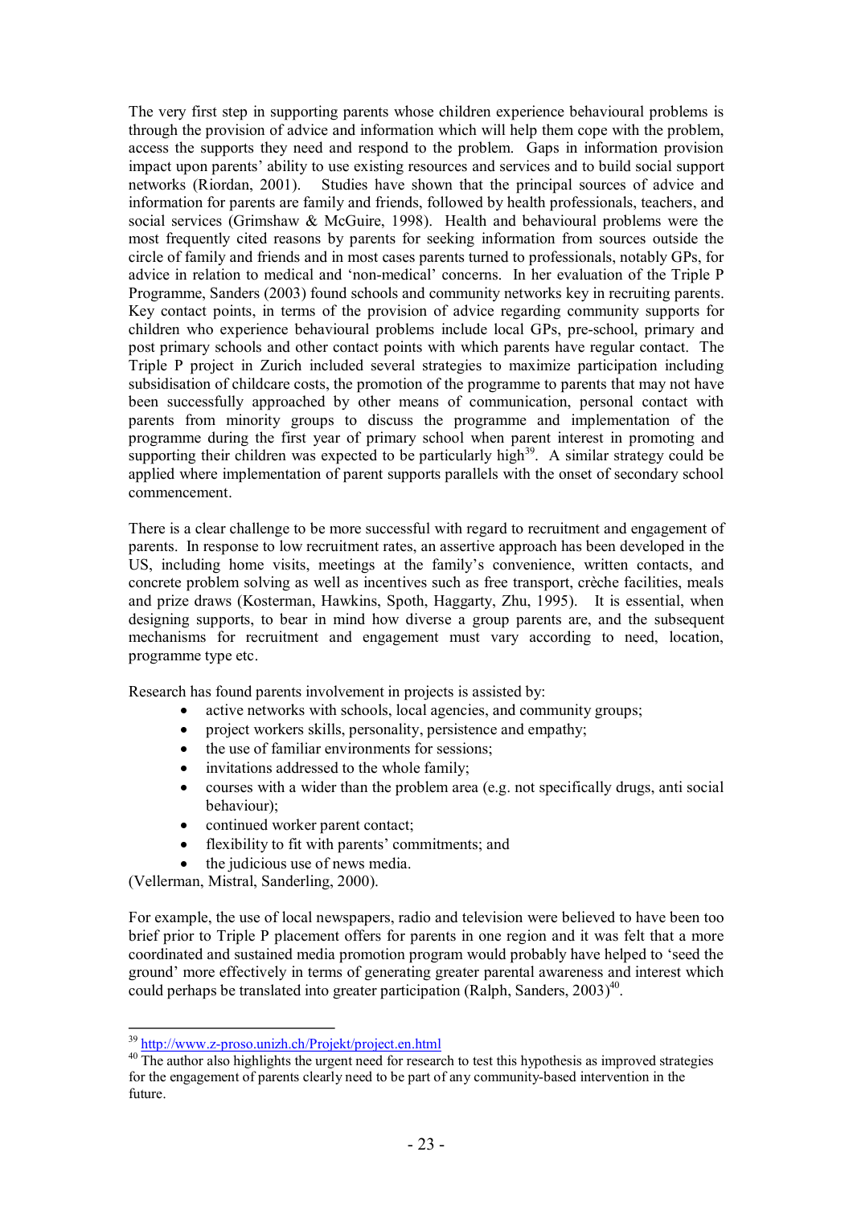The very first step in supporting parents whose children experience behavioural problems is through the provision of advice and information which will help them cope with the problem, access the supports they need and respond to the problem. Gaps in information provision impact upon parents' ability to use existing resources and services and to build social support networks (Riordan, 2001). Studies have shown that the principal sources of advice and information for parents are family and friends, followed by health professionals, teachers, and social services (Grimshaw & McGuire, 1998). Health and behavioural problems were the most frequently cited reasons by parents for seeking information from sources outside the circle of family and friends and in most cases parents turned to professionals, notably GPs, for advice in relation to medical and 'non-medical' concerns. In her evaluation of the Triple P Programme, Sanders (2003) found schools and community networks key in recruiting parents. Key contact points, in terms of the provision of advice regarding community supports for children who experience behavioural problems include local GPs, pre-school, primary and post primary schools and other contact points with which parents have regular contact. The Triple P project in Zurich included several strategies to maximize participation including subsidisation of childcare costs, the promotion of the programme to parents that may not have been successfully approached by other means of communication, personal contact with parents from minority groups to discuss the programme and implementation of the programme during the first year of primary school when parent interest in promoting and supporting their children was expected to be particularly high[39]. A similar strategy could be applied where implementation of parent supports parallels with the onset of secondary school commencement.

There is a clear challenge to be more successful with regard to recruitment and engagement of parents. In response to low recruitment rates, an assertive approach has been developed in the US, including home visits, meetings at the family's convenience, written contacts, and concrete problem solving as well as incentives such as free transport, crèche facilities, meals and prize draws (Kosterman, Hawkins, Spoth, Haggarty, Zhu, 1995). It is essential, when designing supports, to bear in mind how diverse a group parents are, and the subsequent mechanisms for recruitment and engagement must vary according to need, location, programme type etc.

Research has found parents involvement in projects is assisted by:

- active networks with schools, local agencies, and community groups;
- project workers skills, personality, persistence and empathy;
- the use of familiar environments for sessions;
- invitations addressed to the whole family;
- courses with a wider than the problem area (e.g. not specifically drugs, anti social behaviour);
- continued worker parent contact;
- flexibility to fit with parents' commitments; and
- the judicious use of news media.

(Vellerman, Mistral, Sanderling, 2000).

For example, the use of local newspapers, radio and television were believed to have been too brief prior to Triple P placement offers for parents in one region and it was felt that a more coordinated and sustained media promotion program would probably have helped to 'seed the ground' more effectively in terms of generating greater parental awareness and interest which could perhaps be translated into greater participation (Ralph, Sanders, 2003)[40].

---

[39] http://www.z-proso.unizh.ch/Projekt/project.en.html

[40] The author also highlights the urgent need for research to test this hypothesis as improved strategies for the engagement of parents clearly need to be part of any community-based intervention in the future.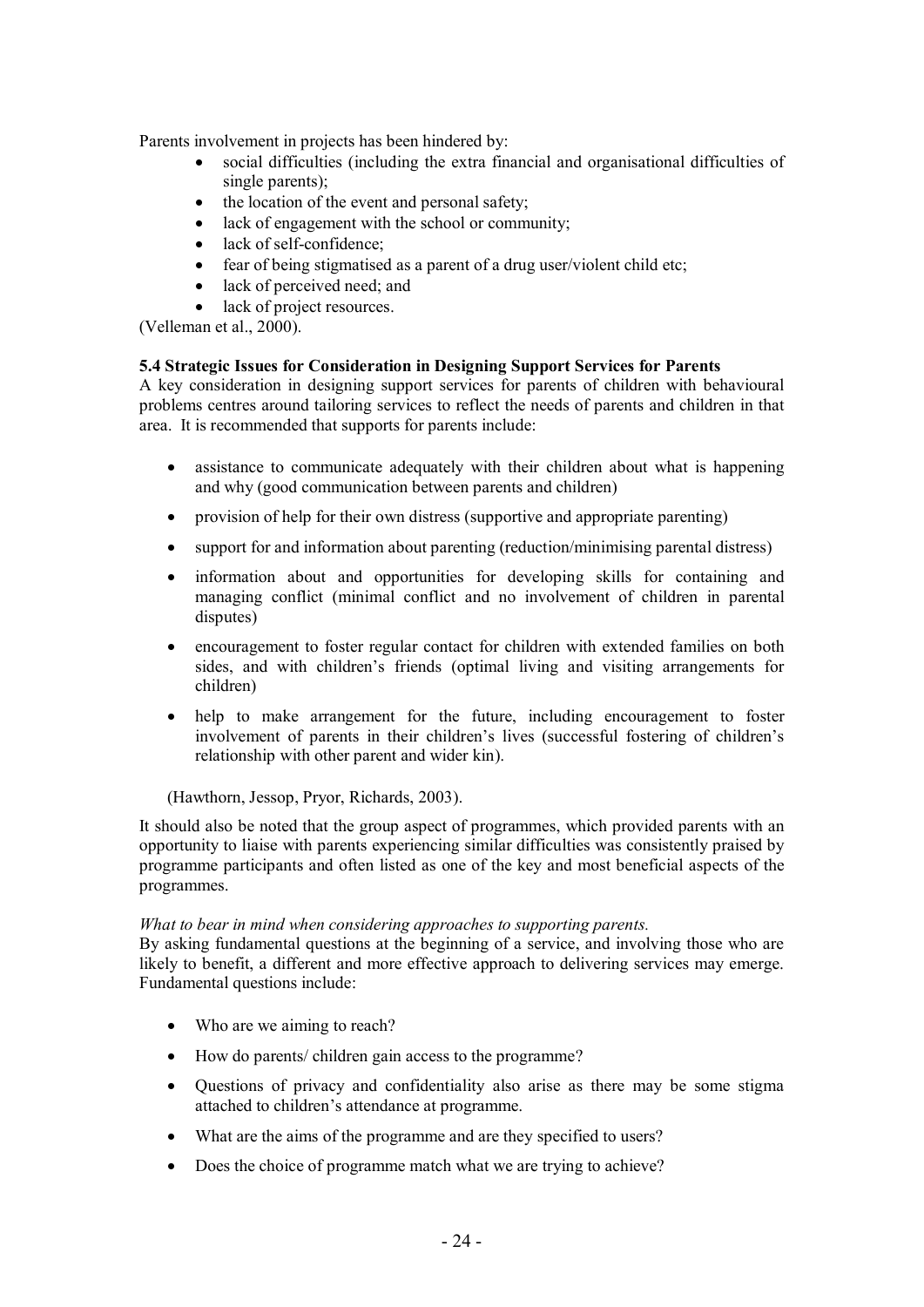Parents involvement in projects has been hindered by:

- social difficulties (including the extra financial and organisational difficulties of single parents);
- the location of the event and personal safety;
- lack of engagement with the school or community;
- lack of self-confidence;
- fear of being stigmatised as a parent of a drug user/violent child etc;
- lack of perceived need; and
- lack of project resources.

(Velleman et al., 2000).

**5.4 Strategic Issues for Consideration in Designing Support Services for Parents**

A key consideration in designing support services for parents of children with behavioural problems centres around tailoring services to reflect the needs of parents and children in that area. It is recommended that supports for parents include:

- assistance to communicate adequately with their children about what is happening and why (good communication between parents and children)
- provision of help for their own distress (supportive and appropriate parenting)
- support for and information about parenting (reduction/minimising parental distress)
- information about and opportunities for developing skills for containing and managing conflict (minimal conflict and no involvement of children in parental disputes)
- encouragement to foster regular contact for children with extended families on both sides, and with children's friends (optimal living and visiting arrangements for children)
- help to make arrangement for the future, including encouragement to foster involvement of parents in their children's lives (successful fostering of children's relationship with other parent and wider kin).

(Hawthorn, Jessop, Pryor, Richards, 2003).

It should also be noted that the group aspect of programmes, which provided parents with an opportunity to liaise with parents experiencing similar difficulties was consistently praised by programme participants and often listed as one of the key and most beneficial aspects of the programmes.

*What to bear in mind when considering approaches to supporting parents.*

By asking fundamental questions at the beginning of a service, and involving those who are likely to benefit, a different and more effective approach to delivering services may emerge. Fundamental questions include:

- Who are we aiming to reach?
- How do parents/ children gain access to the programme?
- Questions of privacy and confidentiality also arise as there may be some stigma attached to children's attendance at programme.
- What are the aims of the programme and are they specified to users?
- Does the choice of programme match what we are trying to achieve?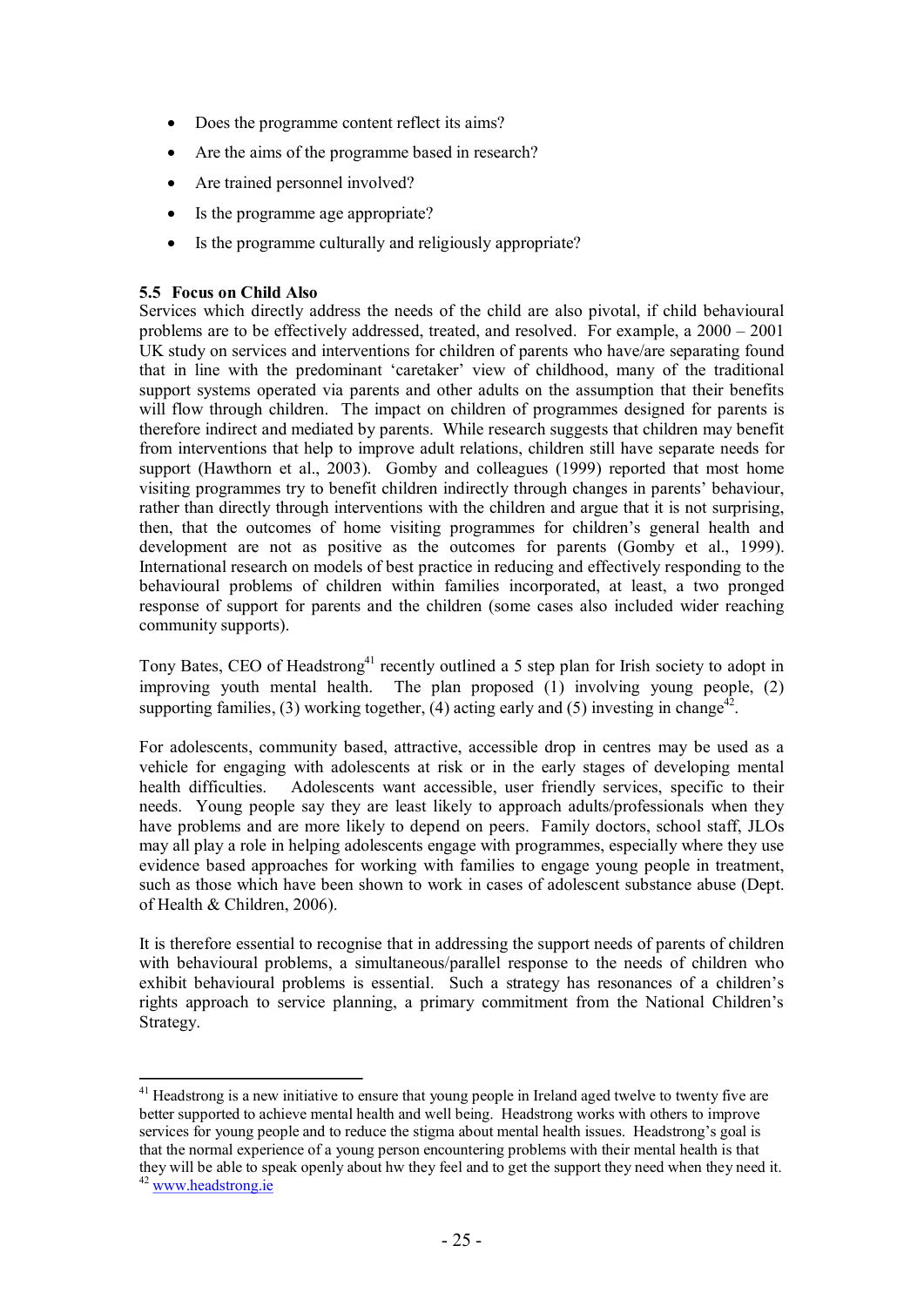- Does the programme content reflect its aims?
- Are the aims of the programme based in research?
- Are trained personnel involved?
- Is the programme age appropriate?
- Is the programme culturally and religiously appropriate?

### 5.5 Focus on Child Also

Services which directly address the needs of the child are also pivotal, if child behavioural problems are to be effectively addressed, treated, and resolved. For example, a 2000 – 2001 UK study on services and interventions for children of parents who have/are separating found that in line with the predominant 'caretaker' view of childhood, many of the traditional support systems operated via parents and other adults on the assumption that their benefits will flow through children. The impact on children of programmes designed for parents is therefore indirect and mediated by parents. While research suggests that children may benefit from interventions that help to improve adult relations, children still have separate needs for support (Hawthorn et al., 2003). Gomby and colleagues (1999) reported that most home visiting programmes try to benefit children indirectly through changes in parents' behaviour, rather than directly through interventions with the children and argue that it is not surprising, then, that the outcomes of home visiting programmes for children's general health and development are not as positive as the outcomes for parents (Gomby et al., 1999). International research on models of best practice in reducing and effectively responding to the behavioural problems of children within families incorporated, at least, a two pronged response of support for parents and the children (some cases also included wider reaching community supports).

Tony Bates, CEO of Headstrong[41] recently outlined a 5 step plan for Irish society to adopt in improving youth mental health. The plan proposed (1) involving young people, (2) supporting families, (3) working together, (4) acting early and (5) investing in change[42].

For adolescents, community based, attractive, accessible drop in centres may be used as a vehicle for engaging with adolescents at risk or in the early stages of developing mental health difficulties. Adolescents want accessible, user friendly services, specific to their needs. Young people say they are least likely to approach adults/professionals when they have problems and are more likely to depend on peers. Family doctors, school staff, JLOs may all play a role in helping adolescents engage with programmes, especially where they use evidence based approaches for working with families to engage young people in treatment, such as those which have been shown to work in cases of adolescent substance abuse (Dept. of Health & Children, 2006).

It is therefore essential to recognise that in addressing the support needs of parents of children with behavioural problems, a simultaneous/parallel response to the needs of children who exhibit behavioural problems is essential. Such a strategy has resonances of a children's rights approach to service planning, a primary commitment from the National Children's Strategy.

---

[41] Headstrong is a new initiative to ensure that young people in Ireland aged twelve to twenty five are better supported to achieve mental health and well being. Headstrong works with others to improve services for young people and to reduce the stigma about mental health issues. Headstrong's goal is that the normal experience of a young person encountering problems with their mental health is that they will be able to speak openly about hw they feel and to get the support they need when they need it.

[42] www.headstrong.ie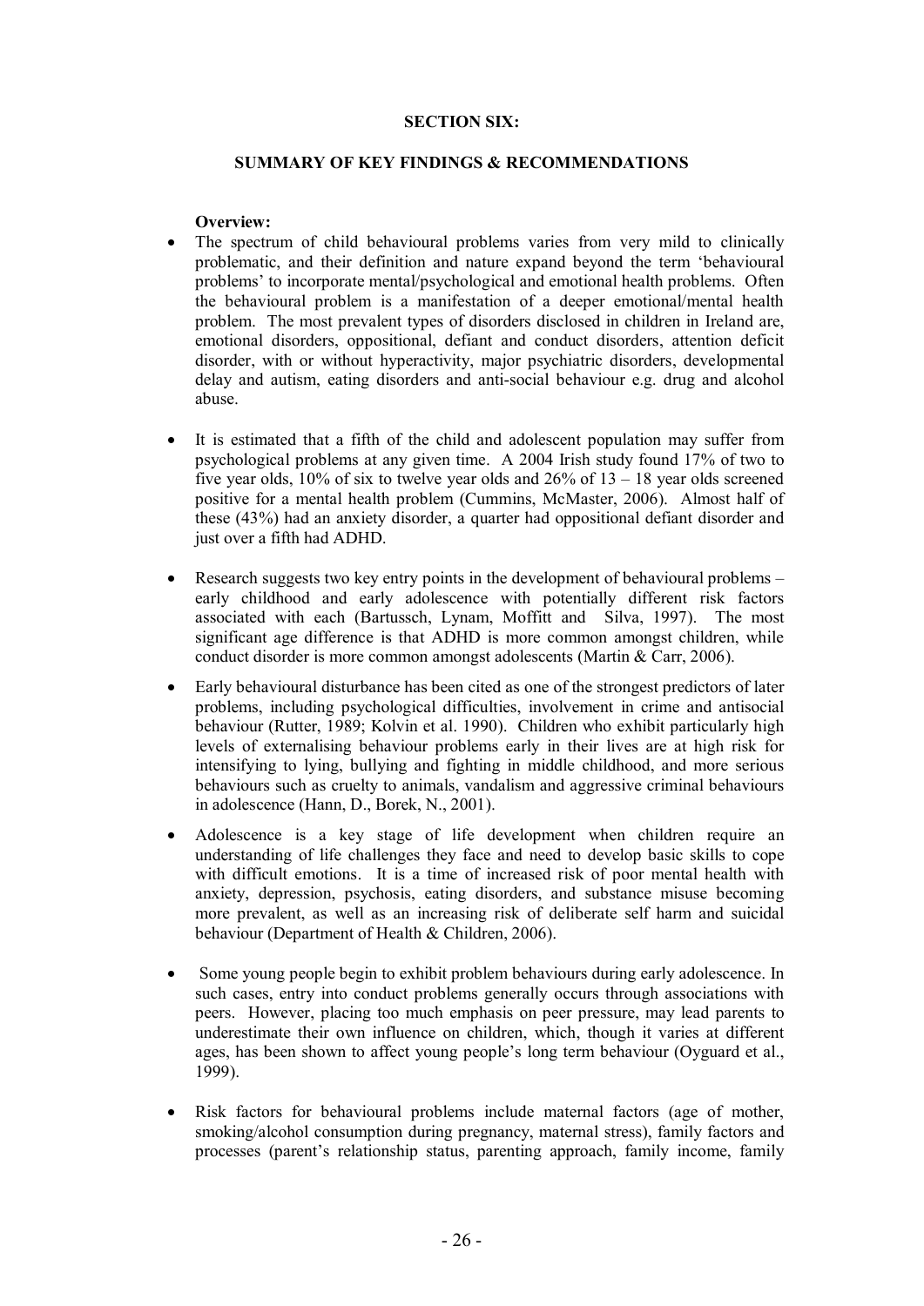## SECTION SIX:

### SUMMARY OF KEY FINDINGS & RECOMMENDATIONS

**Overview:**

- The spectrum of child behavioural problems varies from very mild to clinically problematic, and their definition and nature expand beyond the term 'behavioural problems' to incorporate mental/psychological and emotional health problems. Often the behavioural problem is a manifestation of a deeper emotional/mental health problem. The most prevalent types of disorders disclosed in children in Ireland are, emotional disorders, oppositional, defiant and conduct disorders, attention deficit disorder, with or without hyperactivity, major psychiatric disorders, developmental delay and autism, eating disorders and anti-social behaviour e.g. drug and alcohol abuse.

- It is estimated that a fifth of the child and adolescent population may suffer from psychological problems at any given time. A 2004 Irish study found 17% of two to five year olds, 10% of six to twelve year olds and 26% of 13 – 18 year olds screened positive for a mental health problem (Cummins, McMaster, 2006). Almost half of these (43%) had an anxiety disorder, a quarter had oppositional defiant disorder and just over a fifth had ADHD.

- Research suggests two key entry points in the development of behavioural problems – early childhood and early adolescence with potentially different risk factors associated with each (Bartussch, Lynam, Moffitt and Silva, 1997). The most significant age difference is that ADHD is more common amongst children, while conduct disorder is more common amongst adolescents (Martin & Carr, 2006).

- Early behavioural disturbance has been cited as one of the strongest predictors of later problems, including psychological difficulties, involvement in crime and antisocial behaviour (Rutter, 1989; Kolvin et al. 1990). Children who exhibit particularly high levels of externalising behaviour problems early in their lives are at high risk for intensifying to lying, bullying and fighting in middle childhood, and more serious behaviours such as cruelty to animals, vandalism and aggressive criminal behaviours in adolescence (Hann, D., Borek, N., 2001).

- Adolescence is a key stage of life development when children require an understanding of life challenges they face and need to develop basic skills to cope with difficult emotions. It is a time of increased risk of poor mental health with anxiety, depression, psychosis, eating disorders, and substance misuse becoming more prevalent, as well as an increasing risk of deliberate self harm and suicidal behaviour (Department of Health & Children, 2006).

- Some young people begin to exhibit problem behaviours during early adolescence. In such cases, entry into conduct problems generally occurs through associations with peers. However, placing too much emphasis on peer pressure, may lead parents to underestimate their own influence on children, which, though it varies at different ages, has been shown to affect young people's long term behaviour (Oyguard et al., 1999).

- Risk factors for behavioural problems include maternal factors (age of mother, smoking/alcohol consumption during pregnancy, maternal stress), family factors and processes (parent's relationship status, parenting approach, family income, family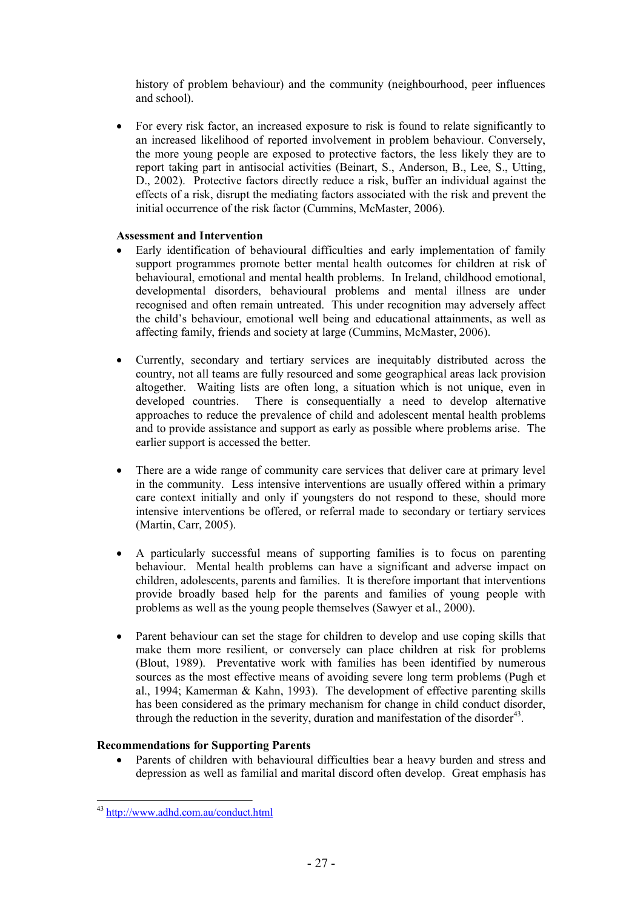history of problem behaviour) and the community (neighbourhood, peer influences and school).

- For every risk factor, an increased exposure to risk is found to relate significantly to an increased likelihood of reported involvement in problem behaviour. Conversely, the more young people are exposed to protective factors, the less likely they are to report taking part in antisocial activities (Beinart, S., Anderson, B., Lee, S., Utting, D., 2002). Protective factors directly reduce a risk, buffer an individual against the effects of a risk, disrupt the mediating factors associated with the risk and prevent the initial occurrence of the risk factor (Cummins, McMaster, 2006).

**Assessment and Intervention**

- Early identification of behavioural difficulties and early implementation of family support programmes promote better mental health outcomes for children at risk of behavioural, emotional and mental health problems. In Ireland, childhood emotional, developmental disorders, behavioural problems and mental illness are under recognised and often remain untreated. This under recognition may adversely affect the child's behaviour, emotional well being and educational attainments, as well as affecting family, friends and society at large (Cummins, McMaster, 2006).

- Currently, secondary and tertiary services are inequitably distributed across the country, not all teams are fully resourced and some geographical areas lack provision altogether. Waiting lists are often long, a situation which is not unique, even in developed countries. There is consequentially a need to develop alternative approaches to reduce the prevalence of child and adolescent mental health problems and to provide assistance and support as early as possible where problems arise. The earlier support is accessed the better.

- There are a wide range of community care services that deliver care at primary level in the community. Less intensive interventions are usually offered within a primary care context initially and only if youngsters do not respond to these, should more intensive interventions be offered, or referral made to secondary or tertiary services (Martin, Carr, 2005).

- A particularly successful means of supporting families is to focus on parenting behaviour. Mental health problems can have a significant and adverse impact on children, adolescents, parents and families. It is therefore important that interventions provide broadly based help for the parents and families of young people with problems as well as the young people themselves (Sawyer et al., 2000).

- Parent behaviour can set the stage for children to develop and use coping skills that make them more resilient, or conversely can place children at risk for problems (Blout, 1989). Preventative work with families has been identified by numerous sources as the most effective means of avoiding severe long term problems (Pugh et al., 1994; Kamerman & Kahn, 1993). The development of effective parenting skills has been considered as the primary mechanism for change in child conduct disorder, through the reduction in the severity, duration and manifestation of the disorder[43].

**Recommendations for Supporting Parents**

- Parents of children with behavioural difficulties bear a heavy burden and stress and depression as well as familial and marital discord often develop. Great emphasis has

---

[43] http://www.adhd.com.au/conduct.html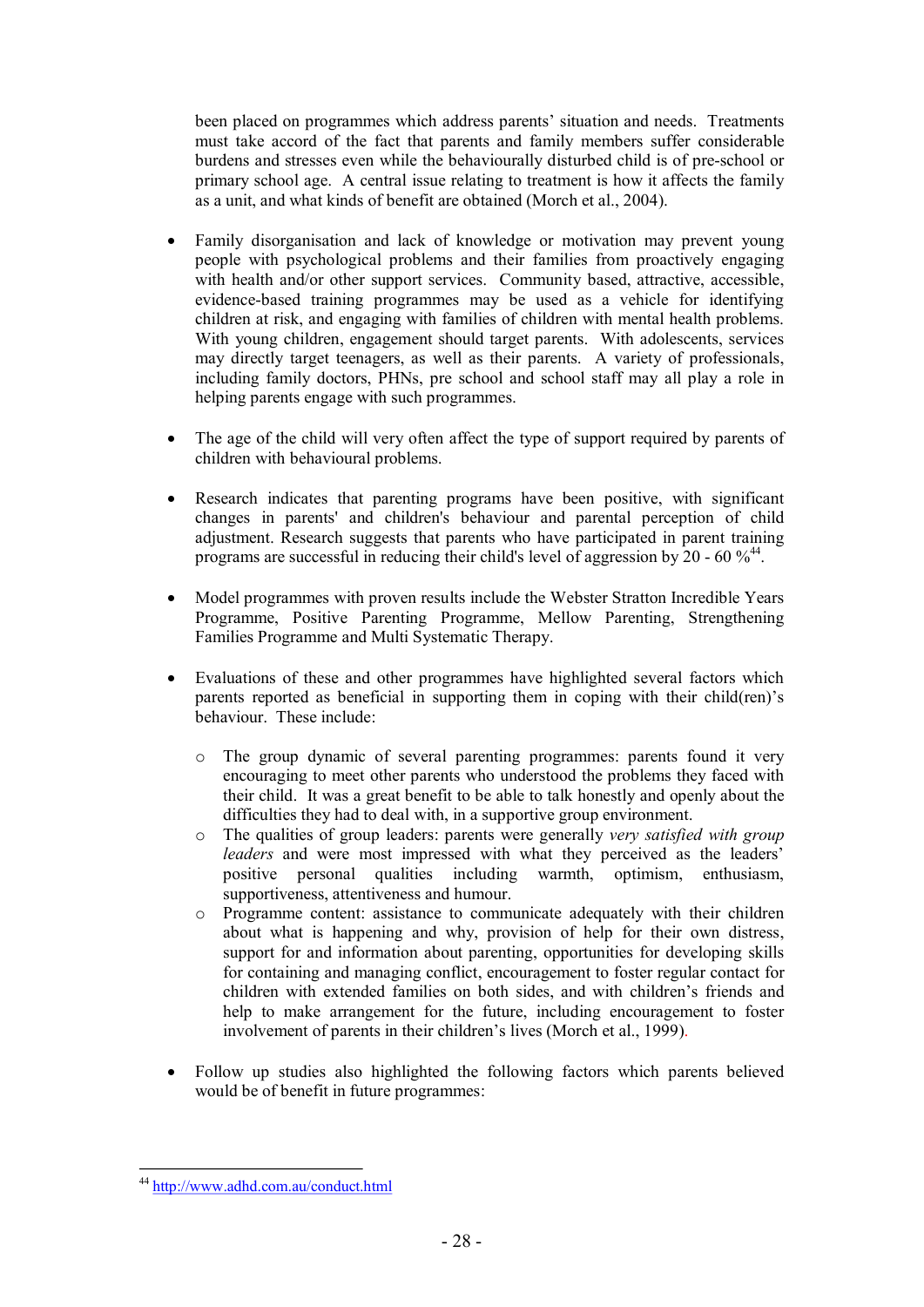been placed on programmes which address parents' situation and needs. Treatments must take accord of the fact that parents and family members suffer considerable burdens and stresses even while the behaviourally disturbed child is of pre-school or primary school age. A central issue relating to treatment is how it affects the family as a unit, and what kinds of benefit are obtained (Morch et al., 2004).

- Family disorganisation and lack of knowledge or motivation may prevent young people with psychological problems and their families from proactively engaging with health and/or other support services. Community based, attractive, accessible, evidence-based training programmes may be used as a vehicle for identifying children at risk, and engaging with families of children with mental health problems. With young children, engagement should target parents. With adolescents, services may directly target teenagers, as well as their parents. A variety of professionals, including family doctors, PHNs, pre school and school staff may all play a role in helping parents engage with such programmes.

- The age of the child will very often affect the type of support required by parents of children with behavioural problems.

- Research indicates that parenting programs have been positive, with significant changes in parents' and children's behaviour and parental perception of child adjustment. Research suggests that parents who have participated in parent training programs are successful in reducing their child's level of aggression by 20 - 60 %[44].

- Model programmes with proven results include the Webster Stratton Incredible Years Programme, Positive Parenting Programme, Mellow Parenting, Strengthening Families Programme and Multi Systematic Therapy.

- Evaluations of these and other programmes have highlighted several factors which parents reported as beneficial in supporting them in coping with their child(ren)'s behaviour. These include:

  - The group dynamic of several parenting programmes: parents found it very encouraging to meet other parents who understood the problems they faced with their child. It was a great benefit to be able to talk honestly and openly about the difficulties they had to deal with, in a supportive group environment.
  - The qualities of group leaders: parents were generally *very satisfied with group leaders* and were most impressed with what they perceived as the leaders' positive personal qualities including warmth, optimism, enthusiasm, supportiveness, attentiveness and humour.
  - Programme content: assistance to communicate adequately with their children about what is happening and why, provision of help for their own distress, support for and information about parenting, opportunities for developing skills for containing and managing conflict, encouragement to foster regular contact for children with extended families on both sides, and with children's friends and help to make arrangement for the future, including encouragement to foster involvement of parents in their children's lives (Morch et al., 1999).

- Follow up studies also highlighted the following factors which parents believed would be of benefit in future programmes:

---

[44] http://www.adhd.com.au/conduct.html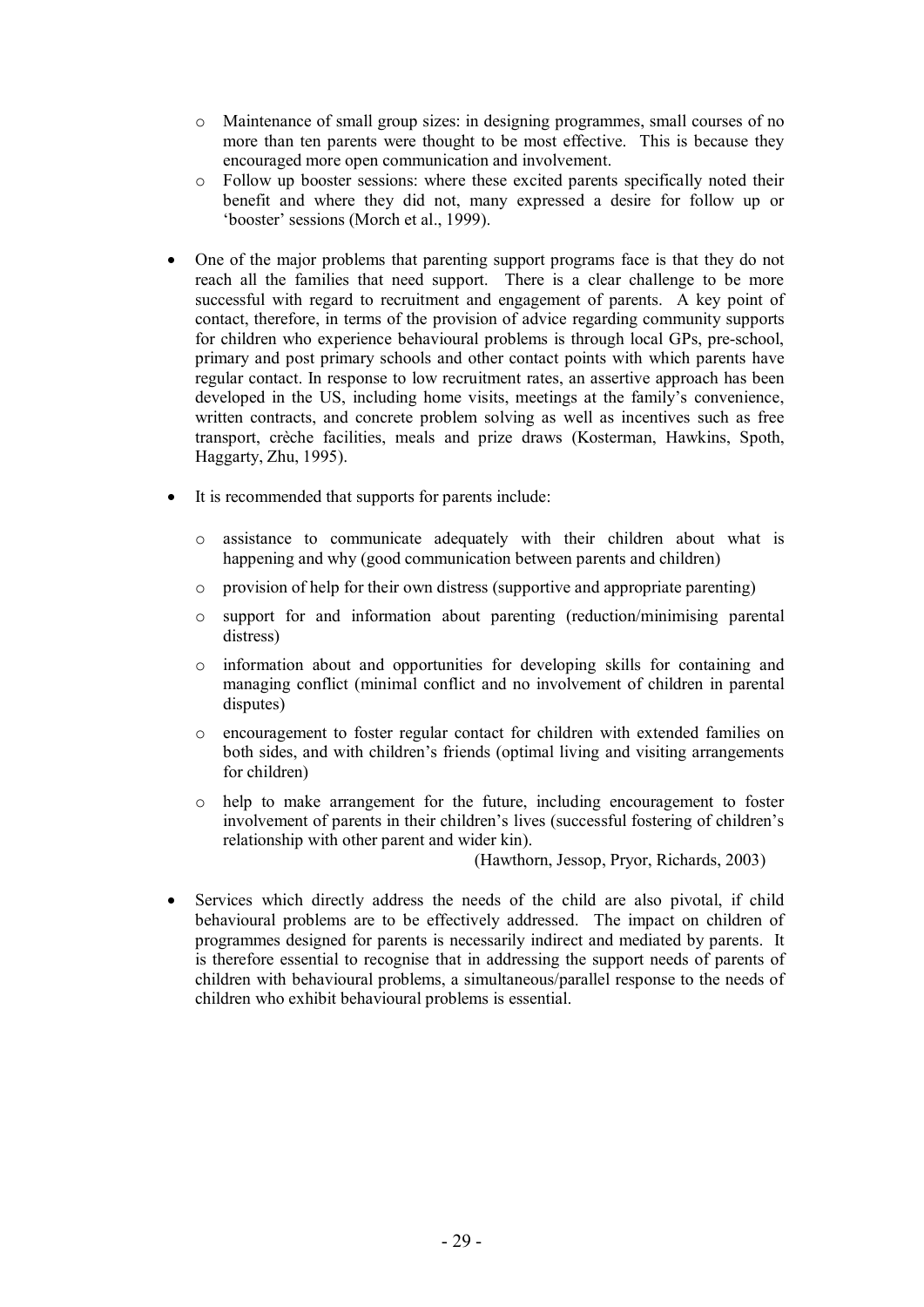- Maintenance of small group sizes: in designing programmes, small courses of no more than ten parents were thought to be most effective. This is because they encouraged more open communication and involvement.
  - Follow up booster sessions: where these excited parents specifically noted their benefit and where they did not, many expressed a desire for follow up or 'booster' sessions (Morch et al., 1999).

- One of the major problems that parenting support programs face is that they do not reach all the families that need support. There is a clear challenge to be more successful with regard to recruitment and engagement of parents. A key point of contact, therefore, in terms of the provision of advice regarding community supports for children who experience behavioural problems is through local GPs, pre-school, primary and post primary schools and other contact points with which parents have regular contact. In response to low recruitment rates, an assertive approach has been developed in the US, including home visits, meetings at the family's convenience, written contracts, and concrete problem solving as well as incentives such as free transport, crèche facilities, meals and prize draws (Kosterman, Hawkins, Spoth, Haggarty, Zhu, 1995).

- It is recommended that supports for parents include:

  - assistance to communicate adequately with their children about what is happening and why (good communication between parents and children)
  - provision of help for their own distress (supportive and appropriate parenting)
  - support for and information about parenting (reduction/minimising parental distress)
  - information about and opportunities for developing skills for containing and managing conflict (minimal conflict and no involvement of children in parental disputes)
  - encouragement to foster regular contact for children with extended families on both sides, and with children's friends (optimal living and visiting arrangements for children)
  - help to make arrangement for the future, including encouragement to foster involvement of parents in their children's lives (successful fostering of children's relationship with other parent and wider kin).

  (Hawthorn, Jessop, Pryor, Richards, 2003)

- Services which directly address the needs of the child are also pivotal, if child behavioural problems are to be effectively addressed. The impact on children of programmes designed for parents is necessarily indirect and mediated by parents. It is therefore essential to recognise that in addressing the support needs of parents of children with behavioural problems, a simultaneous/parallel response to the needs of children who exhibit behavioural problems is essential.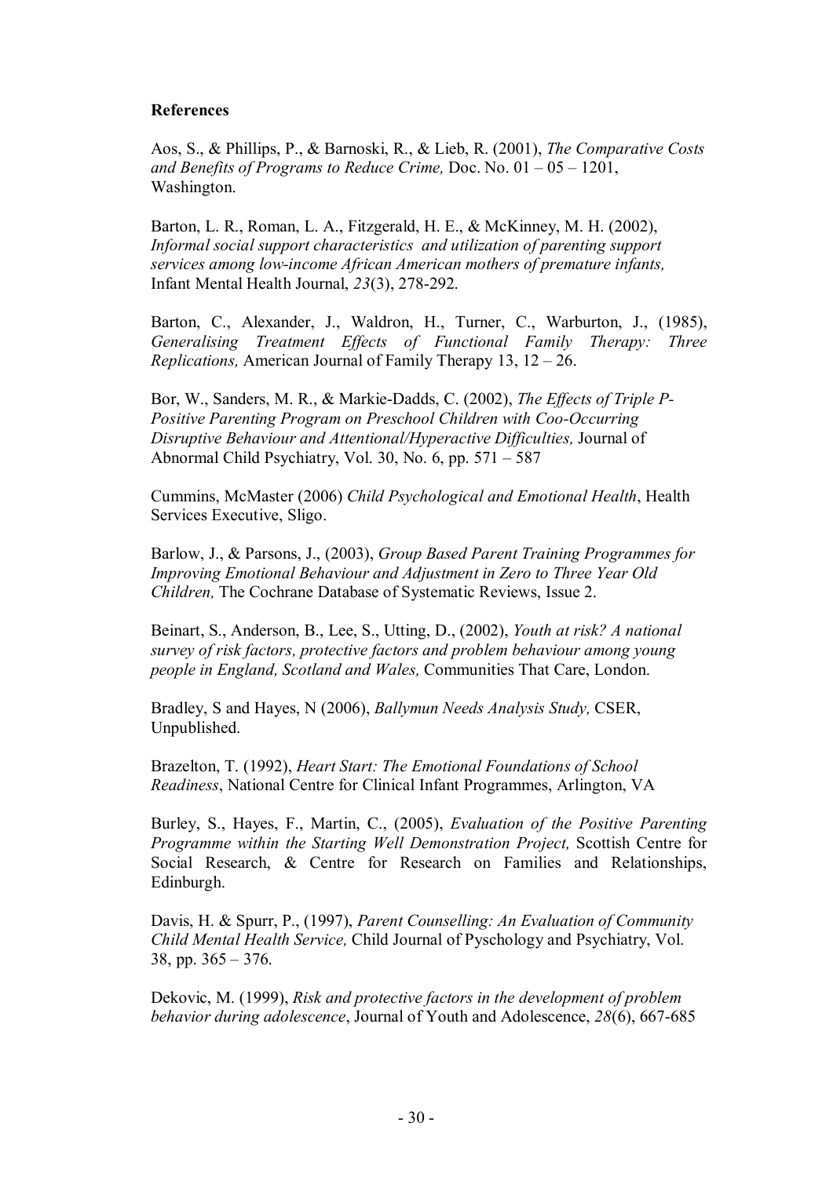**References**

Aos, S., & Phillips, P., & Barnoski, R., & Lieb, R. (2001), *The Comparative Costs and Benefits of Programs to Reduce Crime,* Doc. No. 01 – 05 – 1201, Washington.

Barton, L. R., Roman, L. A., Fitzgerald, H. E., & McKinney, M. H. (2002), *Informal social support characteristics and utilization of parenting support services among low-income African American mothers of premature infants,* Infant Mental Health Journal, *23*(3), 278-292.

Barton, C., Alexander, J., Waldron, H., Turner, C., Warburton, J., (1985), *Generalising Treatment Effects of Functional Family Therapy: Three Replications,* American Journal of Family Therapy 13, 12 – 26.

Bor, W., Sanders, M. R., & Markie-Dadds, C. (2002), *The Effects of Triple P-Positive Parenting Program on Preschool Children with Coo-Occurring Disruptive Behaviour and Attentional/Hyperactive Difficulties,* Journal of Abnormal Child Psychiatry, Vol. 30, No. 6, pp. 571 – 587

Cummins, McMaster (2006) *Child Psychological and Emotional Health*, Health Services Executive, Sligo.

Barlow, J., & Parsons, J., (2003), *Group Based Parent Training Programmes for Improving Emotional Behaviour and Adjustment in Zero to Three Year Old Children,* The Cochrane Database of Systematic Reviews, Issue 2.

Beinart, S., Anderson, B., Lee, S., Utting, D., (2002), *Youth at risk? A national survey of risk factors, protective factors and problem behaviour among young people in England, Scotland and Wales,* Communities That Care, London.

Bradley, S and Hayes, N (2006), *Ballymun Needs Analysis Study,* CSER, Unpublished.

Brazelton, T. (1992), *Heart Start: The Emotional Foundations of School Readiness*, National Centre for Clinical Infant Programmes, Arlington, VA

Burley, S., Hayes, F., Martin, C., (2005), *Evaluation of the Positive Parenting Programme within the Starting Well Demonstration Project,* Scottish Centre for Social Research, & Centre for Research on Families and Relationships, Edinburgh.

Davis, H. & Spurr, P., (1997), *Parent Counselling: An Evaluation of Community Child Mental Health Service,* Child Journal of Pyschology and Psychiatry, Vol. 38, pp. 365 – 376.

Dekovic, M. (1999), *Risk and protective factors in the development of problem behavior during adolescence*, Journal of Youth and Adolescence, *28*(6), 667-685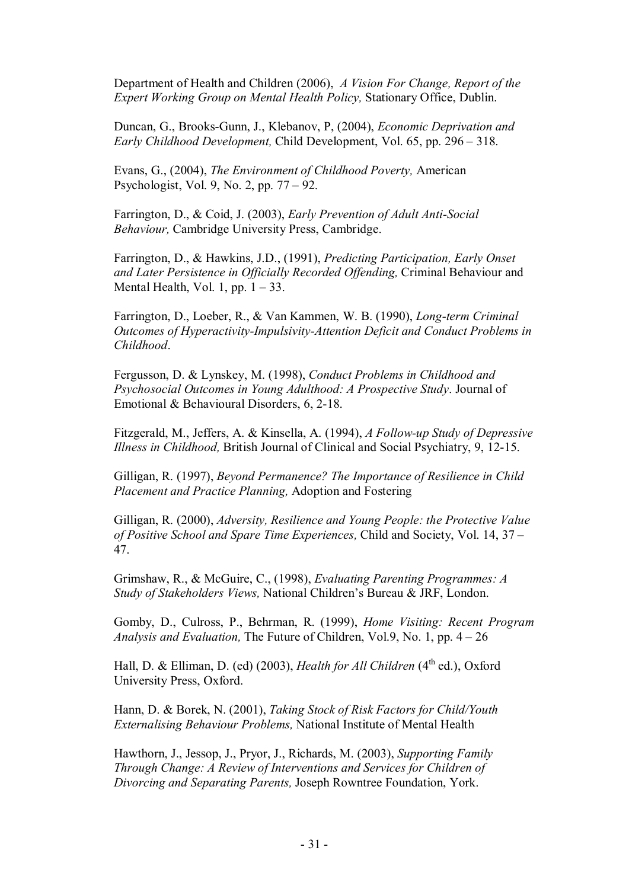Department of Health and Children (2006), *A Vision For Change, Report of the Expert Working Group on Mental Health Policy,* Stationary Office, Dublin.

Duncan, G., Brooks-Gunn, J., Klebanov, P, (2004), *Economic Deprivation and Early Childhood Development,* Child Development, Vol. 65, pp. 296 – 318.

Evans, G., (2004), *The Environment of Childhood Poverty,* American Psychologist, Vol. 9, No. 2, pp. 77 – 92.

Farrington, D., & Coid, J. (2003), *Early Prevention of Adult Anti-Social Behaviour,* Cambridge University Press, Cambridge.

Farrington, D., & Hawkins, J.D., (1991), *Predicting Participation, Early Onset and Later Persistence in Officially Recorded Offending,* Criminal Behaviour and Mental Health, Vol. 1, pp. 1 – 33.

Farrington, D., Loeber, R., & Van Kammen, W. B. (1990), *Long-term Criminal Outcomes of Hyperactivity-Impulsivity-Attention Deficit and Conduct Problems in Childhood*.

Fergusson, D. & Lynskey, M. (1998), *Conduct Problems in Childhood and Psychosocial Outcomes in Young Adulthood: A Prospective Study*. Journal of Emotional & Behavioural Disorders, 6, 2-18.

Fitzgerald, M., Jeffers, A. & Kinsella, A. (1994), *A Follow-up Study of Depressive Illness in Childhood,* British Journal of Clinical and Social Psychiatry, 9, 12-15.

Gilligan, R. (1997), *Beyond Permanence? The Importance of Resilience in Child Placement and Practice Planning,* Adoption and Fostering

Gilligan, R. (2000), *Adversity, Resilience and Young People: the Protective Value of Positive School and Spare Time Experiences,* Child and Society, Vol. 14, 37 – 47.

Grimshaw, R., & McGuire, C., (1998), *Evaluating Parenting Programmes: A Study of Stakeholders Views,* National Children's Bureau & JRF, London.

Gomby, D., Culross, P., Behrman, R. (1999), *Home Visiting: Recent Program Analysis and Evaluation,* The Future of Children, Vol.9, No. 1, pp. 4 – 26

Hall, D. & Elliman, D. (ed) (2003), *Health for All Children* (4th ed.), Oxford University Press, Oxford.

Hann, D. & Borek, N. (2001), *Taking Stock of Risk Factors for Child/Youth Externalising Behaviour Problems,* National Institute of Mental Health

Hawthorn, J., Jessop, J., Pryor, J., Richards, M. (2003), *Supporting Family Through Change: A Review of Interventions and Services for Children of Divorcing and Separating Parents,* Joseph Rowntree Foundation, York.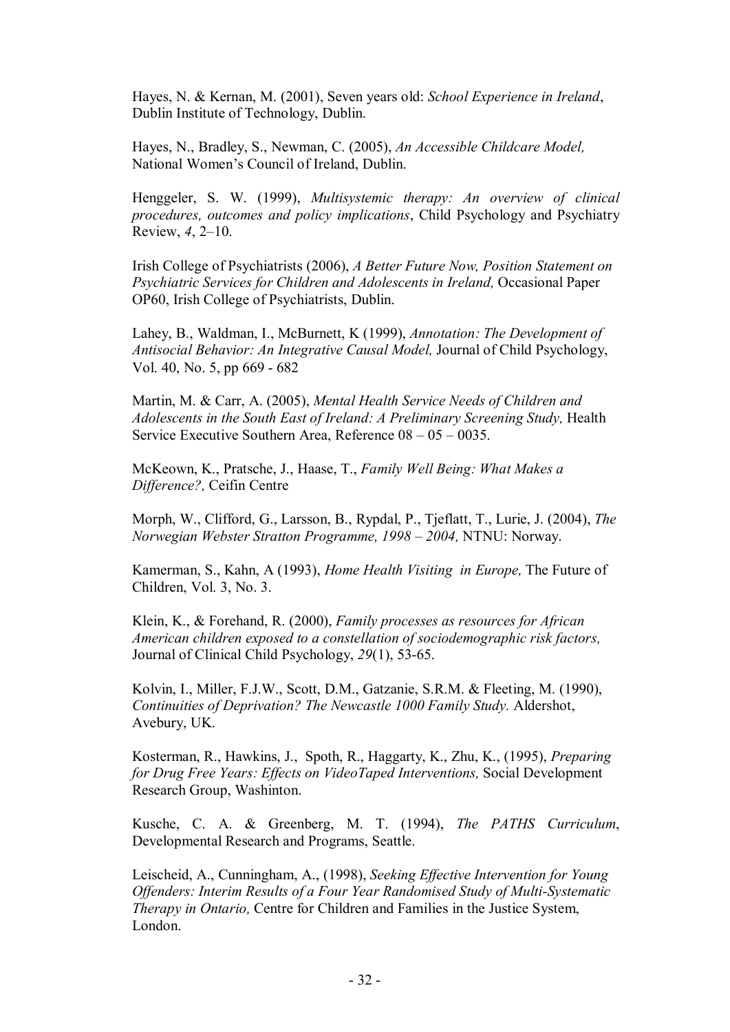Hayes, N. & Kernan, M. (2001), Seven years old: *School Experience in Ireland*, Dublin Institute of Technology, Dublin.

Hayes, N., Bradley, S., Newman, C. (2005), *An Accessible Childcare Model,* National Women's Council of Ireland, Dublin.

Henggeler, S. W. (1999), *Multisystemic therapy: An overview of clinical procedures, outcomes and policy implications*, Child Psychology and Psychiatry Review, *4*, 2–10.

Irish College of Psychiatrists (2006), *A Better Future Now, Position Statement on Psychiatric Services for Children and Adolescents in Ireland,* Occasional Paper OP60, Irish College of Psychiatrists, Dublin.

Lahey, B., Waldman, I., McBurnett, K (1999), *Annotation: The Development of Antisocial Behavior: An Integrative Causal Model,* Journal of Child Psychology, Vol. 40, No. 5, pp 669 - 682

Martin, M. & Carr, A. (2005), *Mental Health Service Needs of Children and Adolescents in the South East of Ireland: A Preliminary Screening Study,* Health Service Executive Southern Area, Reference 08 – 05 – 0035.

McKeown, K., Pratsche, J., Haase, T., *Family Well Being: What Makes a Difference?,* Ceifin Centre

Morph, W., Clifford, G., Larsson, B., Rypdal, P., Tjeflatt, T., Lurie, J. (2004), *The Norwegian Webster Stratton Programme, 1998 – 2004,* NTNU: Norway.

Kamerman, S., Kahn, A (1993), *Home Health Visiting in Europe,* The Future of Children, Vol. 3, No. 3.

Klein, K., & Forehand, R. (2000), *Family processes as resources for African American children exposed to a constellation of sociodemographic risk factors,* Journal of Clinical Child Psychology, *29*(1), 53-65.

Kolvin, I., Miller, F.J.W., Scott, D.M., Gatzanie, S.R.M. & Fleeting, M. (1990), *Continuities of Deprivation? The Newcastle 1000 Family Study.* Aldershot, Avebury, UK.

Kosterman, R., Hawkins, J., Spoth, R., Haggarty, K., Zhu, K., (1995), *Preparing for Drug Free Years: Effects on VideoTaped Interventions,* Social Development Research Group, Washinton.

Kusche, C. A. & Greenberg, M. T. (1994), *The PATHS Curriculum*, Developmental Research and Programs, Seattle.

Leischeid, A., Cunningham, A., (1998), *Seeking Effective Intervention for Young Offenders: Interim Results of a Four Year Randomised Study of Multi-Systematic Therapy in Ontario,* Centre for Children and Families in the Justice System, London.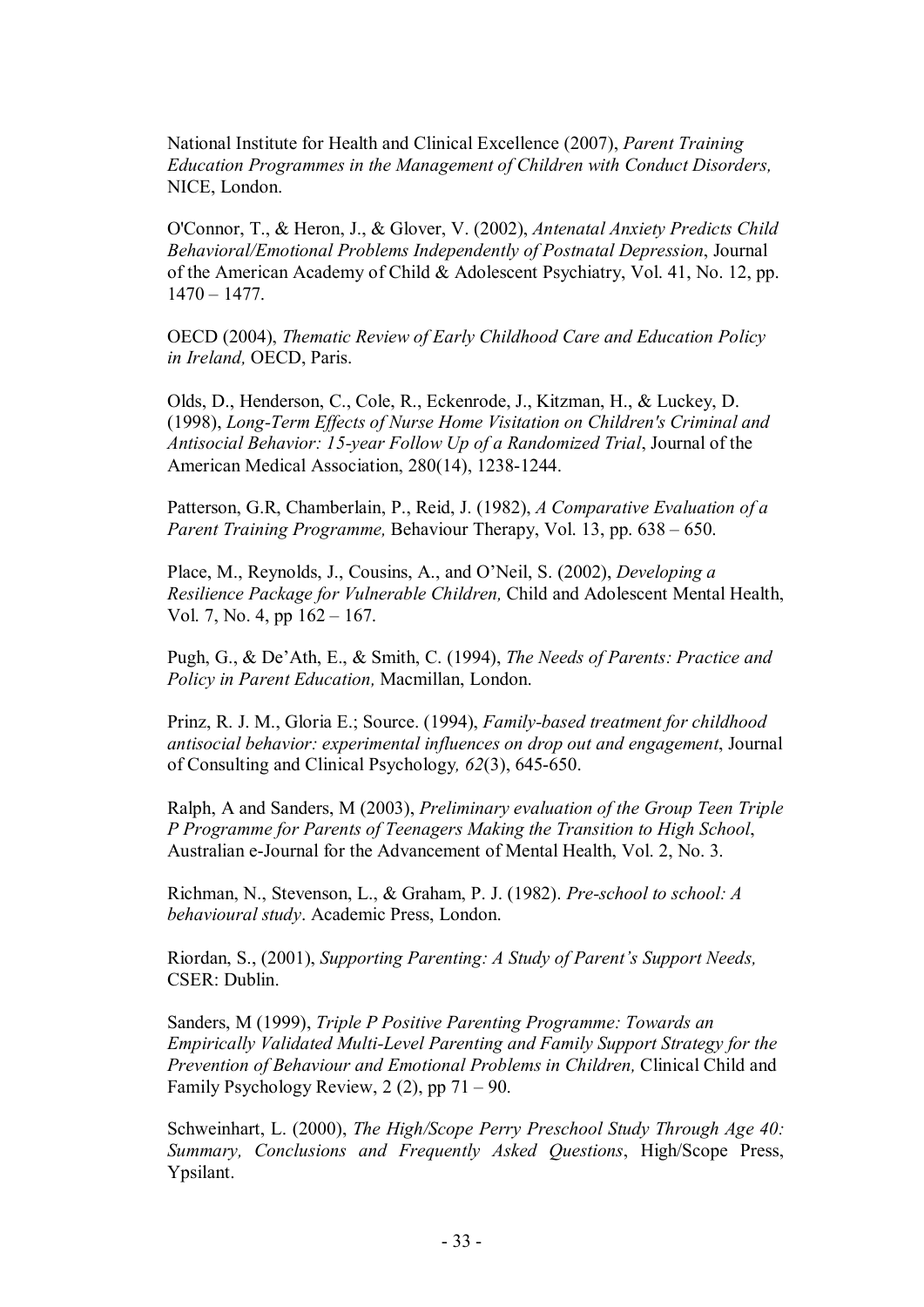National Institute for Health and Clinical Excellence (2007), *Parent Training Education Programmes in the Management of Children with Conduct Disorders,* NICE, London.

O'Connor, T., & Heron, J., & Glover, V. (2002), *Antenatal Anxiety Predicts Child Behavioral/Emotional Problems Independently of Postnatal Depression*, Journal of the American Academy of Child & Adolescent Psychiatry, Vol. 41, No. 12, pp. 1470 – 1477.

OECD (2004), *Thematic Review of Early Childhood Care and Education Policy in Ireland,* OECD, Paris.

Olds, D., Henderson, C., Cole, R., Eckenrode, J., Kitzman, H., & Luckey, D. (1998), *Long-Term Effects of Nurse Home Visitation on Children's Criminal and Antisocial Behavior: 15-year Follow Up of a Randomized Trial*, Journal of the American Medical Association, 280(14), 1238-1244.

Patterson, G.R, Chamberlain, P., Reid, J. (1982), *A Comparative Evaluation of a Parent Training Programme,* Behaviour Therapy, Vol. 13, pp. 638 – 650.

Place, M., Reynolds, J., Cousins, A., and O'Neil, S. (2002), *Developing a Resilience Package for Vulnerable Children,* Child and Adolescent Mental Health, Vol. 7, No. 4, pp 162 – 167.

Pugh, G., & De'Ath, E., & Smith, C. (1994), *The Needs of Parents: Practice and Policy in Parent Education,* Macmillan, London.

Prinz, R. J. M., Gloria E.; Source. (1994), *Family-based treatment for childhood antisocial behavior: experimental influences on drop out and engagement*, Journal of Consulting and Clinical Psychology*, 62*(3), 645-650.

Ralph, A and Sanders, M (2003), *Preliminary evaluation of the Group Teen Triple P Programme for Parents of Teenagers Making the Transition to High School*, Australian e-Journal for the Advancement of Mental Health, Vol. 2, No. 3.

Richman, N., Stevenson, L., & Graham, P. J. (1982). *Pre-school to school: A behavioural study*. Academic Press, London.

Riordan, S., (2001), *Supporting Parenting: A Study of Parent's Support Needs,* CSER: Dublin.

Sanders, M (1999), *Triple P Positive Parenting Programme: Towards an Empirically Validated Multi-Level Parenting and Family Support Strategy for the Prevention of Behaviour and Emotional Problems in Children,* Clinical Child and Family Psychology Review, 2 (2), pp 71 – 90.

Schweinhart, L. (2000), *The High/Scope Perry Preschool Study Through Age 40: Summary, Conclusions and Frequently Asked Questions*, High/Scope Press, Ypsilant.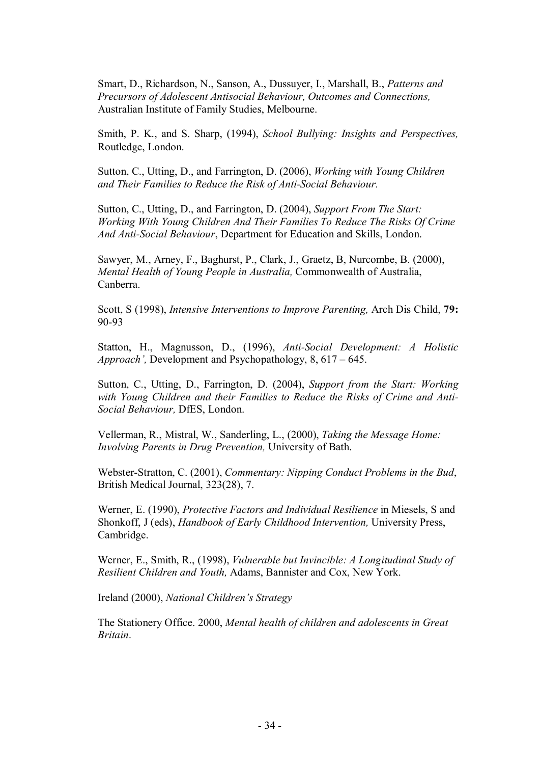Smart, D., Richardson, N., Sanson, A., Dussuyer, I., Marshall, B., *Patterns and Precursors of Adolescent Antisocial Behaviour, Outcomes and Connections,* Australian Institute of Family Studies, Melbourne.

Smith, P. K., and S. Sharp, (1994), *School Bullying: Insights and Perspectives,* Routledge, London.

Sutton, C., Utting, D., and Farrington, D. (2006), *Working with Young Children and Their Families to Reduce the Risk of Anti-Social Behaviour.*

Sutton, C., Utting, D., and Farrington, D. (2004), *Support From The Start: Working With Young Children And Their Families To Reduce The Risks Of Crime And Anti-Social Behaviour*, Department for Education and Skills, London.

Sawyer, M., Arney, F., Baghurst, P., Clark, J., Graetz, B, Nurcombe, B. (2000), *Mental Health of Young People in Australia,* Commonwealth of Australia, Canberra.

Scott, S (1998), *Intensive Interventions to Improve Parenting,* Arch Dis Child, **79:** 90-93

Statton, H., Magnusson, D., (1996), *Anti-Social Development: A Holistic Approach',* Development and Psychopathology, 8, 617 – 645.

Sutton, C., Utting, D., Farrington, D. (2004), *Support from the Start: Working with Young Children and their Families to Reduce the Risks of Crime and Anti-Social Behaviour,* DfES, London.

Vellerman, R., Mistral, W., Sanderling, L., (2000), *Taking the Message Home: Involving Parents in Drug Prevention,* University of Bath.

Webster-Stratton, C. (2001), *Commentary: Nipping Conduct Problems in the Bud*, British Medical Journal, 323(28), 7.

Werner, E. (1990), *Protective Factors and Individual Resilience* in Miesels, S and Shonkoff, J (eds), *Handbook of Early Childhood Intervention,* University Press, Cambridge.

Werner, E., Smith, R., (1998), *Vulnerable but Invincible: A Longitudinal Study of Resilient Children and Youth,* Adams, Bannister and Cox, New York.

Ireland (2000), *National Children's Strategy*

The Stationery Office. 2000, *Mental health of children and adolescents in Great Britain*.